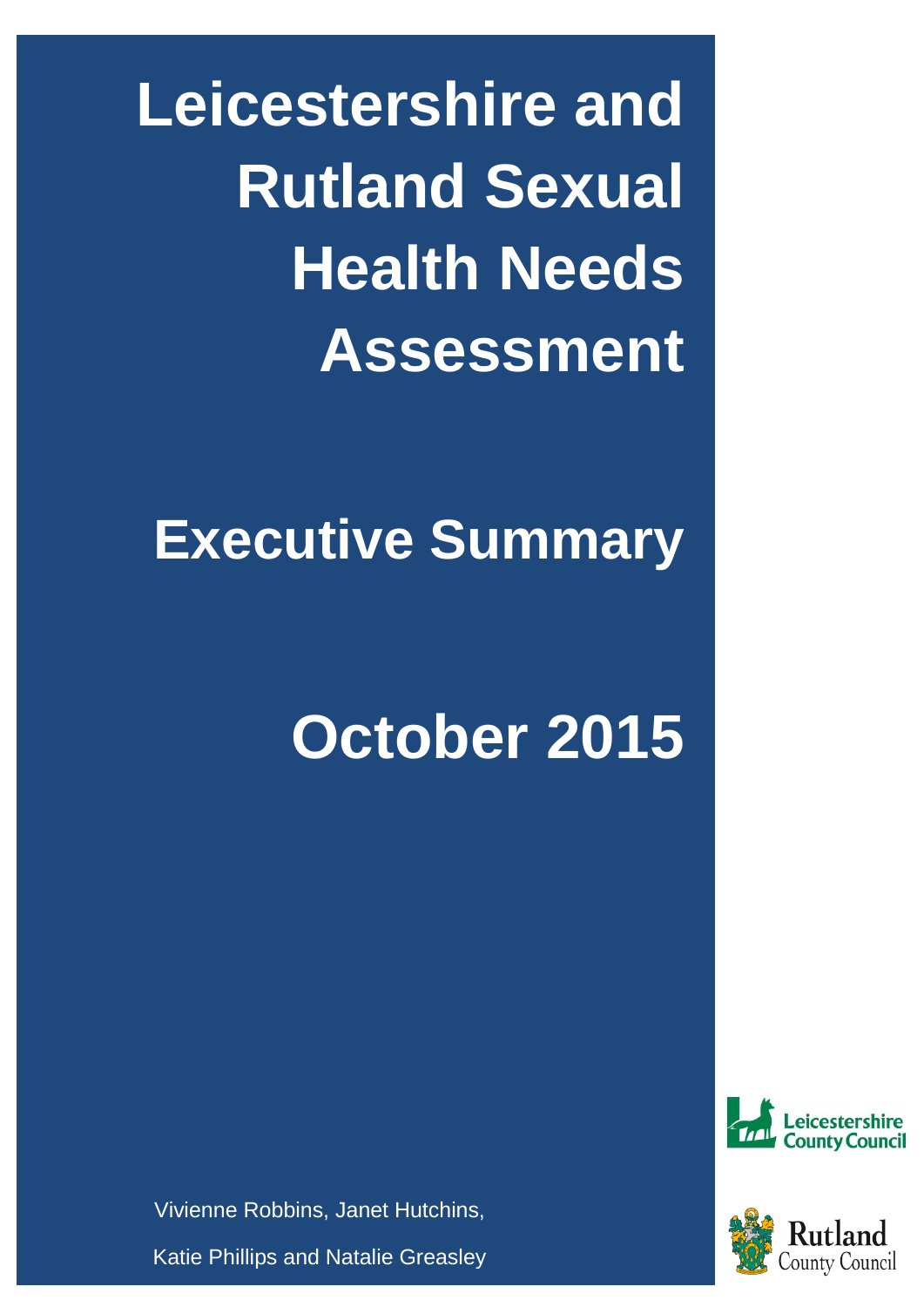# Leicestershire and Rutland Sexual Health Needs Assessment

## Executive Summary

## October 2015

Vivienne Robbins, Janet Hutchins,

Katie Phillips and Natalie Greasley

Leicestershire County Council

Rutland County Council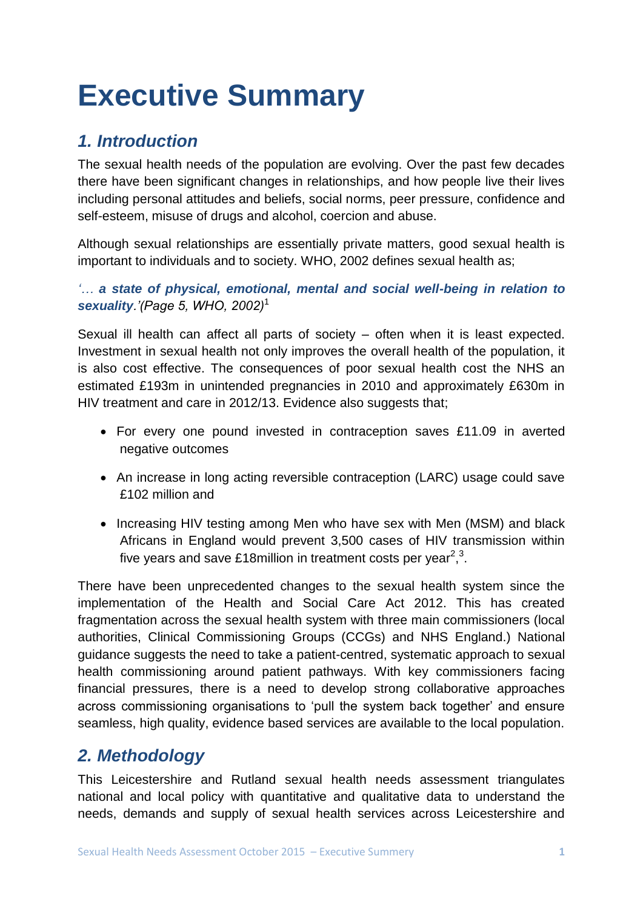# Executive Summary

## *1. Introduction*

The sexual health needs of the population are evolving. Over the past few decades there have been significant changes in relationships, and how people live their lives including personal attitudes and beliefs, social norms, peer pressure, confidence and self-esteem, misuse of drugs and alcohol, coercion and abuse.

Although sexual relationships are essentially private matters, good sexual health is important to individuals and to society. WHO, 2002 defines sexual health as;

*'… **a state of physical, emotional, mental and social well-being in relation to sexuality**.'(Page 5, WHO, 2002)*[1]

Sexual ill health can affect all parts of society – often when it is least expected. Investment in sexual health not only improves the overall health of the population, it is also cost effective. The consequences of poor sexual health cost the NHS an estimated £193m in unintended pregnancies in 2010 and approximately £630m in HIV treatment and care in 2012/13. Evidence also suggests that;

- For every one pound invested in contraception saves £11.09 in averted negative outcomes
- An increase in long acting reversible contraception (LARC) usage could save £102 million and
- Increasing HIV testing among Men who have sex with Men (MSM) and black Africans in England would prevent 3,500 cases of HIV transmission within five years and save £18million in treatment costs per year[2,3].

There have been unprecedented changes to the sexual health system since the implementation of the Health and Social Care Act 2012. This has created fragmentation across the sexual health system with three main commissioners (local authorities, Clinical Commissioning Groups (CCGs) and NHS England.) National guidance suggests the need to take a patient-centred, systematic approach to sexual health commissioning around patient pathways. With key commissioners facing financial pressures, there is a need to develop strong collaborative approaches across commissioning organisations to 'pull the system back together' and ensure seamless, high quality, evidence based services are available to the local population.

## *2. Methodology*

This Leicestershire and Rutland sexual health needs assessment triangulates national and local policy with quantitative and qualitative data to understand the needs, demands and supply of sexual health services across Leicestershire and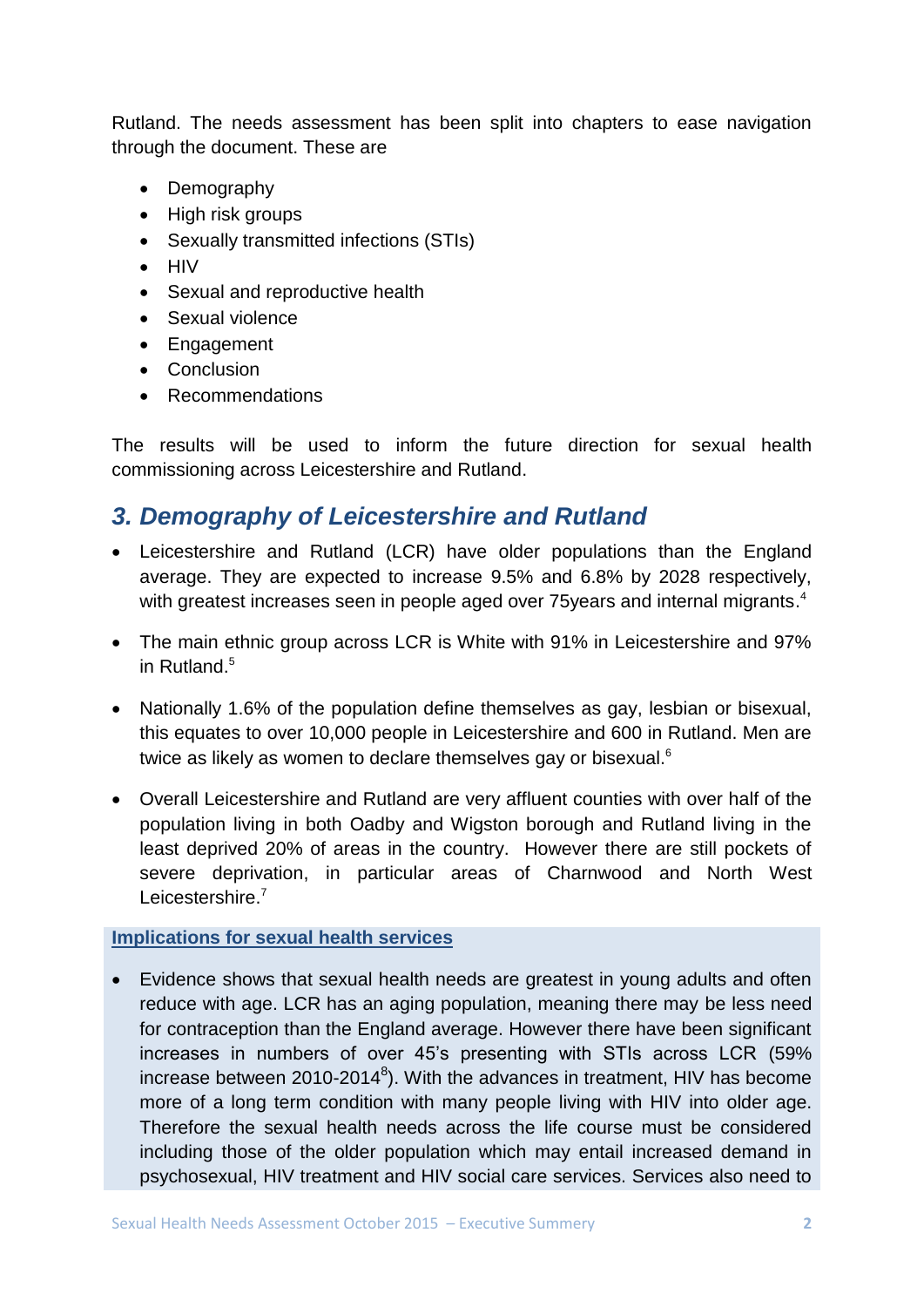Rutland. The needs assessment has been split into chapters to ease navigation through the document. These are

- Demography
- High risk groups
- Sexually transmitted infections (STIs)
- HIV
- Sexual and reproductive health
- Sexual violence
- Engagement
- Conclusion
- Recommendations

The results will be used to inform the future direction for sexual health commissioning across Leicestershire and Rutland.

## *3. Demography of Leicestershire and Rutland*

- Leicestershire and Rutland (LCR) have older populations than the England average. They are expected to increase 9.5% and 6.8% by 2028 respectively, with greatest increases seen in people aged over 75years and internal migrants.[4]

- The main ethnic group across LCR is White with 91% in Leicestershire and 97% in Rutland.[5]

- Nationally 1.6% of the population define themselves as gay, lesbian or bisexual, this equates to over 10,000 people in Leicestershire and 600 in Rutland. Men are twice as likely as women to declare themselves gay or bisexual.[6]

- Overall Leicestershire and Rutland are very affluent counties with over half of the population living in both Oadby and Wigston borough and Rutland living in the least deprived 20% of areas in the country. However there are still pockets of severe deprivation, in particular areas of Charnwood and North West Leicestershire.[7]

**Implications for sexual health services**

- Evidence shows that sexual health needs are greatest in young adults and often reduce with age. LCR has an aging population, meaning there may be less need for contraception than the England average. However there have been significant increases in numbers of over 45's presenting with STIs across LCR (59% increase between 2010-2014[8]). With the advances in treatment, HIV has become more of a long term condition with many people living with HIV into older age. Therefore the sexual health needs across the life course must be considered including those of the older population which may entail increased demand in psychosexual, HIV treatment and HIV social care services. Services also need to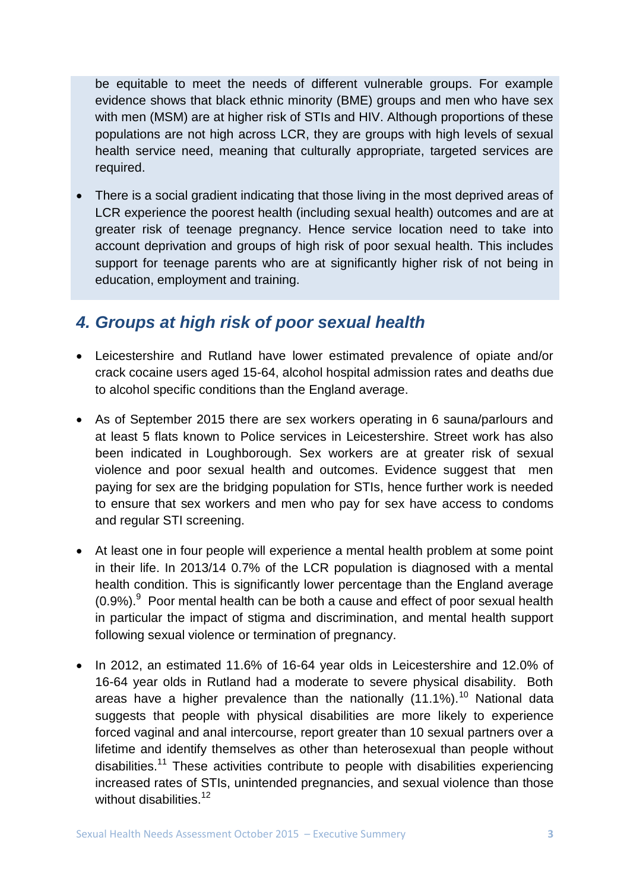be equitable to meet the needs of different vulnerable groups. For example evidence shows that black ethnic minority (BME) groups and men who have sex with men (MSM) are at higher risk of STIs and HIV. Although proportions of these populations are not high across LCR, they are groups with high levels of sexual health service need, meaning that culturally appropriate, targeted services are required.

- There is a social gradient indicating that those living in the most deprived areas of LCR experience the poorest health (including sexual health) outcomes and are at greater risk of teenage pregnancy. Hence service location need to take into account deprivation and groups of high risk of poor sexual health. This includes support for teenage parents who are at significantly higher risk of not being in education, employment and training.

## *4. Groups at high risk of poor sexual health*

- Leicestershire and Rutland have lower estimated prevalence of opiate and/or crack cocaine users aged 15-64, alcohol hospital admission rates and deaths due to alcohol specific conditions than the England average.

- As of September 2015 there are sex workers operating in 6 sauna/parlours and at least 5 flats known to Police services in Leicestershire. Street work has also been indicated in Loughborough. Sex workers are at greater risk of sexual violence and poor sexual health and outcomes. Evidence suggest that men paying for sex are the bridging population for STIs, hence further work is needed to ensure that sex workers and men who pay for sex have access to condoms and regular STI screening.

- At least one in four people will experience a mental health problem at some point in their life. In 2013/14 0.7% of the LCR population is diagnosed with a mental health condition. This is significantly lower percentage than the England average (0.9%).[9] Poor mental health can be both a cause and effect of poor sexual health in particular the impact of stigma and discrimination, and mental health support following sexual violence or termination of pregnancy.

- In 2012, an estimated 11.6% of 16-64 year olds in Leicestershire and 12.0% of 16-64 year olds in Rutland had a moderate to severe physical disability. Both areas have a higher prevalence than the nationally (11.1%).[10] National data suggests that people with physical disabilities are more likely to experience forced vaginal and anal intercourse, report greater than 10 sexual partners over a lifetime and identify themselves as other than heterosexual than people without disabilities.[11] These activities contribute to people with disabilities experiencing increased rates of STIs, unintended pregnancies, and sexual violence than those without disabilities.[12]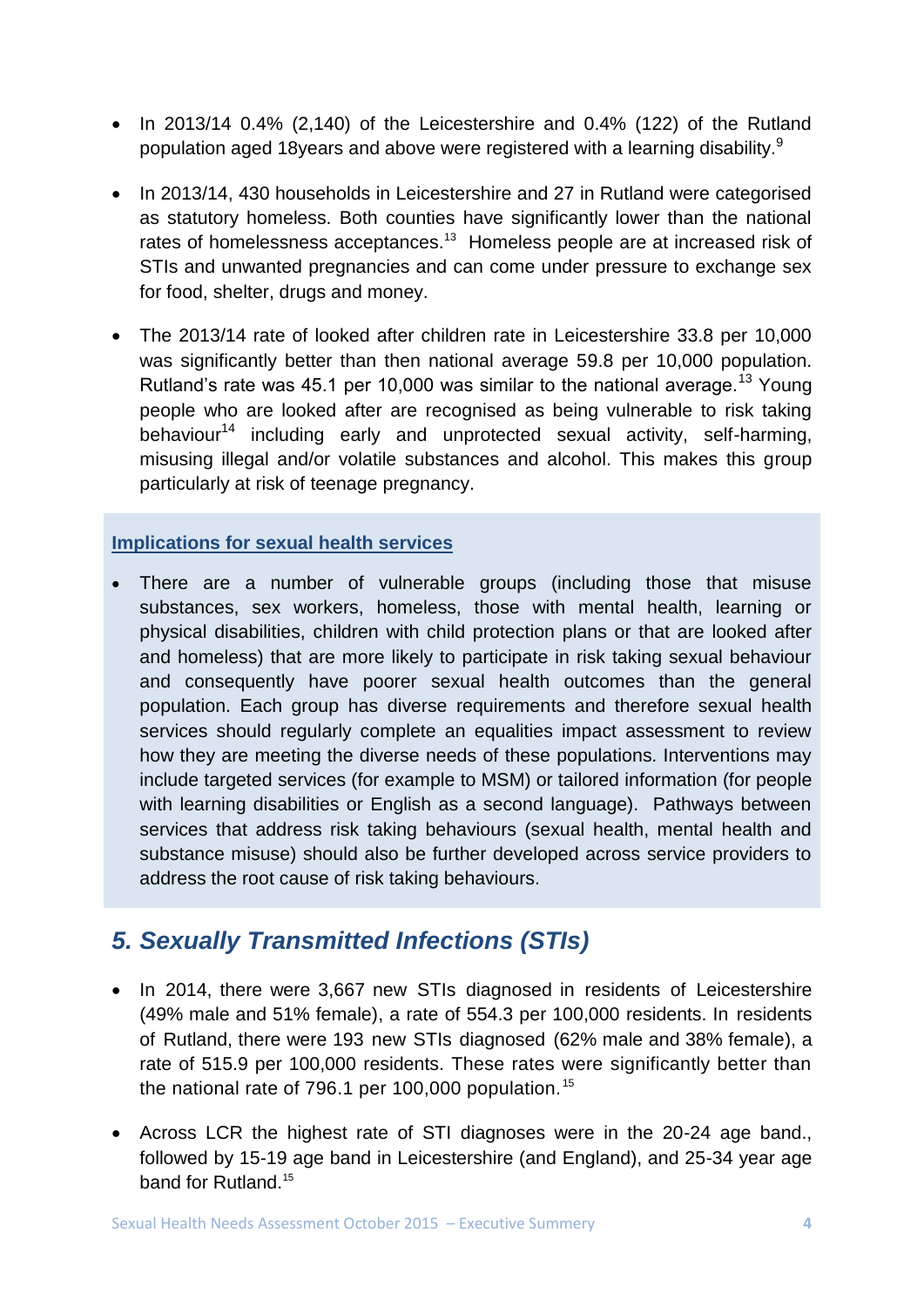- In 2013/14 0.4% (2,140) of the Leicestershire and 0.4% (122) of the Rutland population aged 18years and above were registered with a learning disability.[9]

- In 2013/14, 430 households in Leicestershire and 27 in Rutland were categorised as statutory homeless. Both counties have significantly lower than the national rates of homelessness acceptances.[13] Homeless people are at increased risk of STIs and unwanted pregnancies and can come under pressure to exchange sex for food, shelter, drugs and money.

- The 2013/14 rate of looked after children rate in Leicestershire 33.8 per 10,000 was significantly better than then national average 59.8 per 10,000 population. Rutland's rate was 45.1 per 10,000 was similar to the national average.[13] Young people who are looked after are recognised as being vulnerable to risk taking behaviour[14] including early and unprotected sexual activity, self-harming, misusing illegal and/or volatile substances and alcohol. This makes this group particularly at risk of teenage pregnancy.

**Implications for sexual health services**

- There are a number of vulnerable groups (including those that misuse substances, sex workers, homeless, those with mental health, learning or physical disabilities, children with child protection plans or that are looked after and homeless) that are more likely to participate in risk taking sexual behaviour and consequently have poorer sexual health outcomes than the general population. Each group has diverse requirements and therefore sexual health services should regularly complete an equalities impact assessment to review how they are meeting the diverse needs of these populations. Interventions may include targeted services (for example to MSM) or tailored information (for people with learning disabilities or English as a second language). Pathways between services that address risk taking behaviours (sexual health, mental health and substance misuse) should also be further developed across service providers to address the root cause of risk taking behaviours.

## *5. Sexually Transmitted Infections (STIs)*

- In 2014, there were 3,667 new STIs diagnosed in residents of Leicestershire (49% male and 51% female), a rate of 554.3 per 100,000 residents. In residents of Rutland, there were 193 new STIs diagnosed (62% male and 38% female), a rate of 515.9 per 100,000 residents. These rates were significantly better than the national rate of 796.1 per 100,000 population.[15]

- Across LCR the highest rate of STI diagnoses were in the 20-24 age band., followed by 15-19 age band in Leicestershire (and England), and 25-34 year age band for Rutland.[15]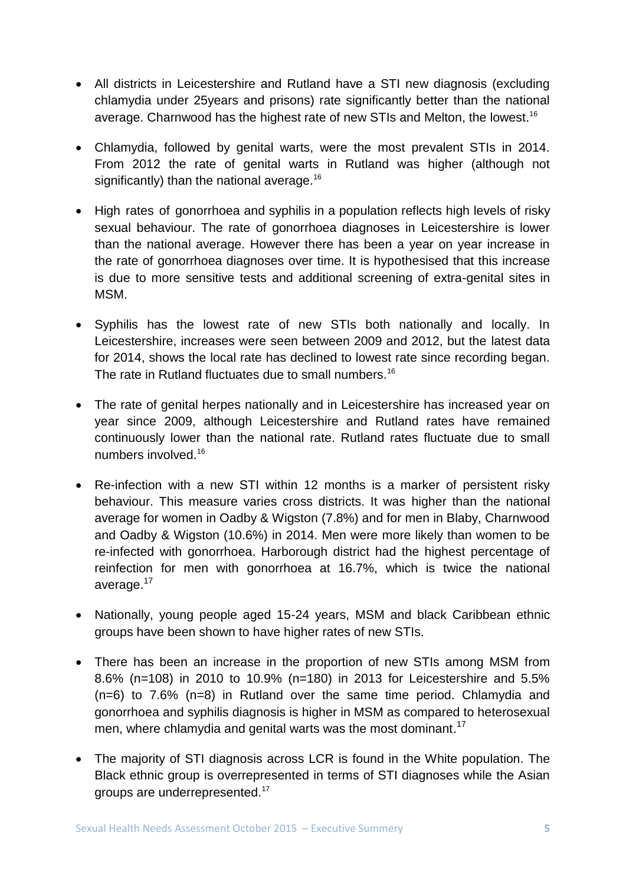- All districts in Leicestershire and Rutland have a STI new diagnosis (excluding chlamydia under 25years and prisons) rate significantly better than the national average. Charnwood has the highest rate of new STIs and Melton, the lowest.[16]

- Chlamydia, followed by genital warts, were the most prevalent STIs in 2014. From 2012 the rate of genital warts in Rutland was higher (although not significantly) than the national average.[16]

- High rates of gonorrhoea and syphilis in a population reflects high levels of risky sexual behaviour. The rate of gonorrhoea diagnoses in Leicestershire is lower than the national average. However there has been a year on year increase in the rate of gonorrhoea diagnoses over time. It is hypothesised that this increase is due to more sensitive tests and additional screening of extra-genital sites in MSM.

- Syphilis has the lowest rate of new STIs both nationally and locally. In Leicestershire, increases were seen between 2009 and 2012, but the latest data for 2014, shows the local rate has declined to lowest rate since recording began. The rate in Rutland fluctuates due to small numbers.[16]

- The rate of genital herpes nationally and in Leicestershire has increased year on year since 2009, although Leicestershire and Rutland rates have remained continuously lower than the national rate. Rutland rates fluctuate due to small numbers involved.[16]

- Re-infection with a new STI within 12 months is a marker of persistent risky behaviour. This measure varies cross districts. It was higher than the national average for women in Oadby & Wigston (7.8%) and for men in Blaby, Charnwood and Oadby & Wigston (10.6%) in 2014. Men were more likely than women to be re-infected with gonorrhoea. Harborough district had the highest percentage of reinfection for men with gonorrhoea at 16.7%, which is twice the national average.[17]

- Nationally, young people aged 15-24 years, MSM and black Caribbean ethnic groups have been shown to have higher rates of new STIs.

- There has been an increase in the proportion of new STIs among MSM from 8.6% (n=108) in 2010 to 10.9% (n=180) in 2013 for Leicestershire and 5.5% (n=6) to 7.6% (n=8) in Rutland over the same time period. Chlamydia and gonorrhoea and syphilis diagnosis is higher in MSM as compared to heterosexual men, where chlamydia and genital warts was the most dominant.[17]

- The majority of STI diagnosis across LCR is found in the White population. The Black ethnic group is overrepresented in terms of STI diagnoses while the Asian groups are underrepresented.[17]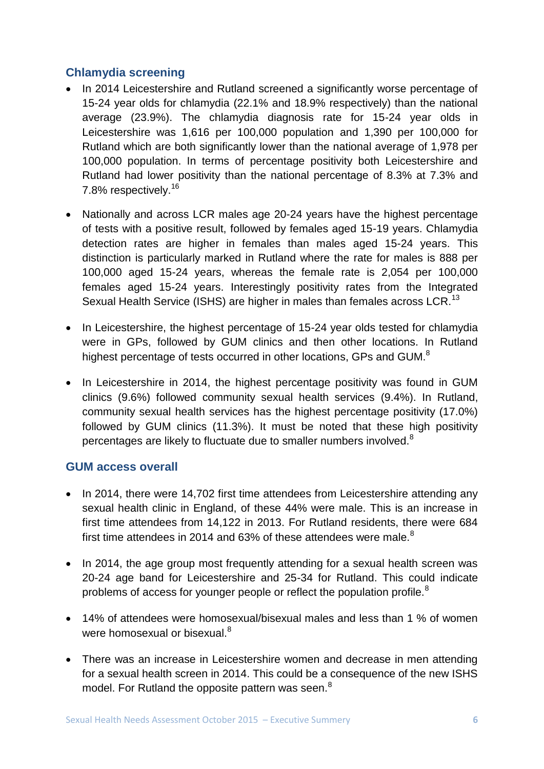### Chlamydia screening

- In 2014 Leicestershire and Rutland screened a significantly worse percentage of 15-24 year olds for chlamydia (22.1% and 18.9% respectively) than the national average (23.9%). The chlamydia diagnosis rate for 15-24 year olds in Leicestershire was 1,616 per 100,000 population and 1,390 per 100,000 for Rutland which are both significantly lower than the national average of 1,978 per 100,000 population. In terms of percentage positivity both Leicestershire and Rutland had lower positivity than the national percentage of 8.3% at 7.3% and 7.8% respectively.[16]

- Nationally and across LCR males age 20-24 years have the highest percentage of tests with a positive result, followed by females aged 15-19 years. Chlamydia detection rates are higher in females than males aged 15-24 years. This distinction is particularly marked in Rutland where the rate for males is 888 per 100,000 aged 15-24 years, whereas the female rate is 2,054 per 100,000 females aged 15-24 years. Interestingly positivity rates from the Integrated Sexual Health Service (ISHS) are higher in males than females across LCR.[13]

- In Leicestershire, the highest percentage of 15-24 year olds tested for chlamydia were in GPs, followed by GUM clinics and then other locations. In Rutland highest percentage of tests occurred in other locations, GPs and GUM.[8]

- In Leicestershire in 2014, the highest percentage positivity was found in GUM clinics (9.6%) followed community sexual health services (9.4%). In Rutland, community sexual health services has the highest percentage positivity (17.0%) followed by GUM clinics (11.3%). It must be noted that these high positivity percentages are likely to fluctuate due to smaller numbers involved.[8]

### GUM access overall

- In 2014, there were 14,702 first time attendees from Leicestershire attending any sexual health clinic in England, of these 44% were male. This is an increase in first time attendees from 14,122 in 2013. For Rutland residents, there were 684 first time attendees in 2014 and 63% of these attendees were male.[8]

- In 2014, the age group most frequently attending for a sexual health screen was 20-24 age band for Leicestershire and 25-34 for Rutland. This could indicate problems of access for younger people or reflect the population profile.[8]

- 14% of attendees were homosexual/bisexual males and less than 1 % of women were homosexual or bisexual.[8]

- There was an increase in Leicestershire women and decrease in men attending for a sexual health screen in 2014. This could be a consequence of the new ISHS model. For Rutland the opposite pattern was seen.[8]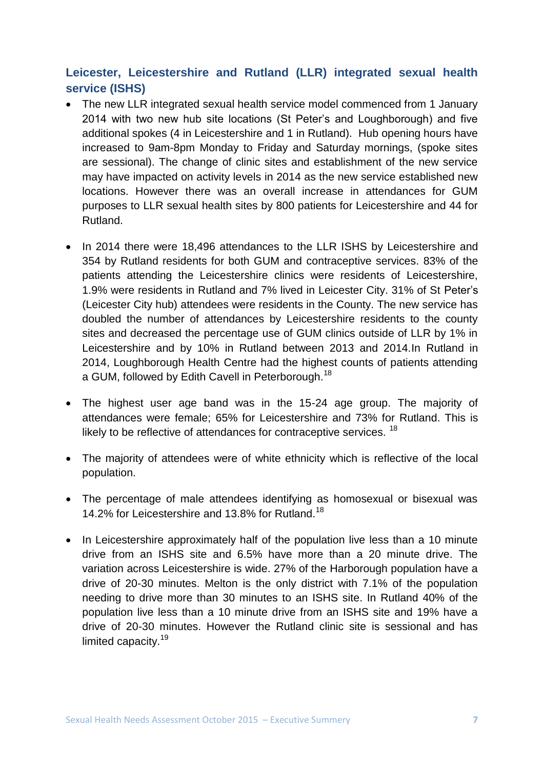## Leicester, Leicestershire and Rutland (LLR) integrated sexual health service (ISHS)

- The new LLR integrated sexual health service model commenced from 1 January 2014 with two new hub site locations (St Peter's and Loughborough) and five additional spokes (4 in Leicestershire and 1 in Rutland). Hub opening hours have increased to 9am-8pm Monday to Friday and Saturday mornings, (spoke sites are sessional). The change of clinic sites and establishment of the new service may have impacted on activity levels in 2014 as the new service established new locations. However there was an overall increase in attendances for GUM purposes to LLR sexual health sites by 800 patients for Leicestershire and 44 for Rutland.

- In 2014 there were 18,496 attendances to the LLR ISHS by Leicestershire and 354 by Rutland residents for both GUM and contraceptive services. 83% of the patients attending the Leicestershire clinics were residents of Leicestershire, 1.9% were residents in Rutland and 7% lived in Leicester City. 31% of St Peter's (Leicester City hub) attendees were residents in the County. The new service has doubled the number of attendances by Leicestershire residents to the county sites and decreased the percentage use of GUM clinics outside of LLR by 1% in Leicestershire and by 10% in Rutland between 2013 and 2014.In Rutland in 2014, Loughborough Health Centre had the highest counts of patients attending a GUM, followed by Edith Cavell in Peterborough.[18]

- The highest user age band was in the 15-24 age group. The majority of attendances were female; 65% for Leicestershire and 73% for Rutland. This is likely to be reflective of attendances for contraceptive services. [18]

- The majority of attendees were of white ethnicity which is reflective of the local population.

- The percentage of male attendees identifying as homosexual or bisexual was 14.2% for Leicestershire and 13.8% for Rutland.[18]

- In Leicestershire approximately half of the population live less than a 10 minute drive from an ISHS site and 6.5% have more than a 20 minute drive. The variation across Leicestershire is wide. 27% of the Harborough population have a drive of 20-30 minutes. Melton is the only district with 7.1% of the population needing to drive more than 30 minutes to an ISHS site. In Rutland 40% of the population live less than a 10 minute drive from an ISHS site and 19% have a drive of 20-30 minutes. However the Rutland clinic site is sessional and has limited capacity.[19]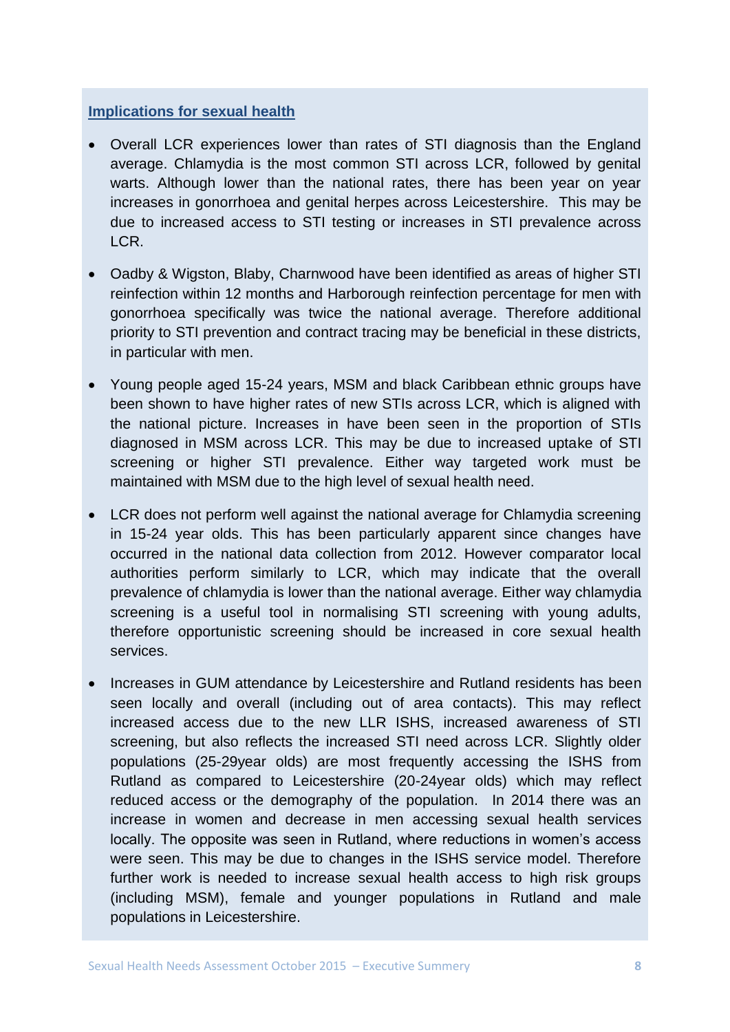## Implications for sexual health

- Overall LCR experiences lower than rates of STI diagnosis than the England average. Chlamydia is the most common STI across LCR, followed by genital warts. Although lower than the national rates, there has been year on year increases in gonorrhoea and genital herpes across Leicestershire. This may be due to increased access to STI testing or increases in STI prevalence across LCR.
- Oadby & Wigston, Blaby, Charnwood have been identified as areas of higher STI reinfection within 12 months and Harborough reinfection percentage for men with gonorrhoea specifically was twice the national average. Therefore additional priority to STI prevention and contract tracing may be beneficial in these districts, in particular with men.
- Young people aged 15-24 years, MSM and black Caribbean ethnic groups have been shown to have higher rates of new STIs across LCR, which is aligned with the national picture. Increases in have been seen in the proportion of STIs diagnosed in MSM across LCR. This may be due to increased uptake of STI screening or higher STI prevalence. Either way targeted work must be maintained with MSM due to the high level of sexual health need.
- LCR does not perform well against the national average for Chlamydia screening in 15-24 year olds. This has been particularly apparent since changes have occurred in the national data collection from 2012. However comparator local authorities perform similarly to LCR, which may indicate that the overall prevalence of chlamydia is lower than the national average. Either way chlamydia screening is a useful tool in normalising STI screening with young adults, therefore opportunistic screening should be increased in core sexual health services.
- Increases in GUM attendance by Leicestershire and Rutland residents has been seen locally and overall (including out of area contacts). This may reflect increased access due to the new LLR ISHS, increased awareness of STI screening, but also reflects the increased STI need across LCR. Slightly older populations (25-29year olds) are most frequently accessing the ISHS from Rutland as compared to Leicestershire (20-24year olds) which may reflect reduced access or the demography of the population. In 2014 there was an increase in women and decrease in men accessing sexual health services locally. The opposite was seen in Rutland, where reductions in women's access were seen. This may be due to changes in the ISHS service model. Therefore further work is needed to increase sexual health access to high risk groups (including MSM), female and younger populations in Rutland and male populations in Leicestershire.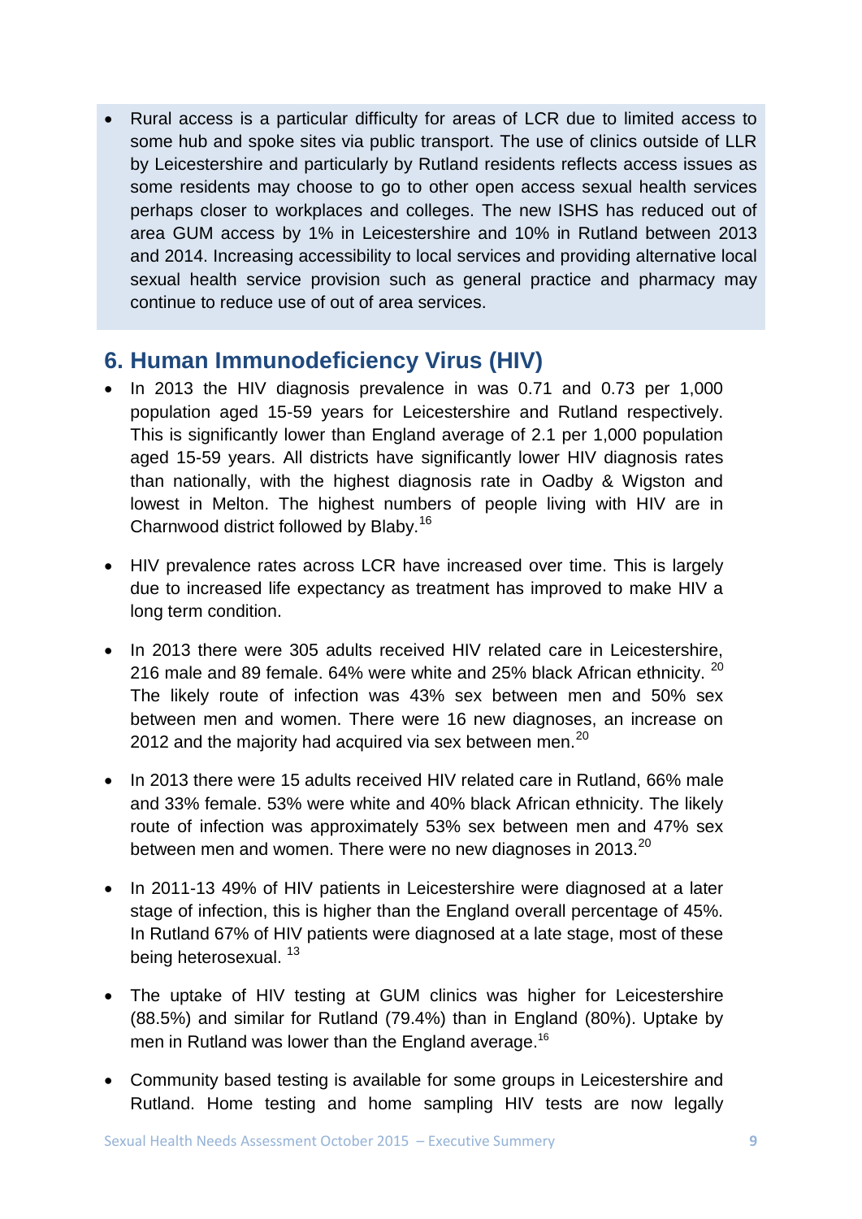- Rural access is a particular difficulty for areas of LCR due to limited access to some hub and spoke sites via public transport. The use of clinics outside of LLR by Leicestershire and particularly by Rutland residents reflects access issues as some residents may choose to go to other open access sexual health services perhaps closer to workplaces and colleges. The new ISHS has reduced out of area GUM access by 1% in Leicestershire and 10% in Rutland between 2013 and 2014. Increasing accessibility to local services and providing alternative local sexual health service provision such as general practice and pharmacy may continue to reduce use of out of area services.

## 6. Human Immunodeficiency Virus (HIV)

- In 2013 the HIV diagnosis prevalence in was 0.71 and 0.73 per 1,000 population aged 15-59 years for Leicestershire and Rutland respectively. This is significantly lower than England average of 2.1 per 1,000 population aged 15-59 years. All districts have significantly lower HIV diagnosis rates than nationally, with the highest diagnosis rate in Oadby & Wigston and lowest in Melton. The highest numbers of people living with HIV are in Charnwood district followed by Blaby.[16]

- HIV prevalence rates across LCR have increased over time. This is largely due to increased life expectancy as treatment has improved to make HIV a long term condition.

- In 2013 there were 305 adults received HIV related care in Leicestershire, 216 male and 89 female. 64% were white and 25% black African ethnicity. [20] The likely route of infection was 43% sex between men and 50% sex between men and women. There were 16 new diagnoses, an increase on 2012 and the majority had acquired via sex between men.[20]

- In 2013 there were 15 adults received HIV related care in Rutland, 66% male and 33% female. 53% were white and 40% black African ethnicity. The likely route of infection was approximately 53% sex between men and 47% sex between men and women. There were no new diagnoses in 2013.[20]

- In 2011-13 49% of HIV patients in Leicestershire were diagnosed at a later stage of infection, this is higher than the England overall percentage of 45%. In Rutland 67% of HIV patients were diagnosed at a late stage, most of these being heterosexual. [13]

- The uptake of HIV testing at GUM clinics was higher for Leicestershire (88.5%) and similar for Rutland (79.4%) than in England (80%). Uptake by men in Rutland was lower than the England average.[16]

- Community based testing is available for some groups in Leicestershire and Rutland. Home testing and home sampling HIV tests are now legally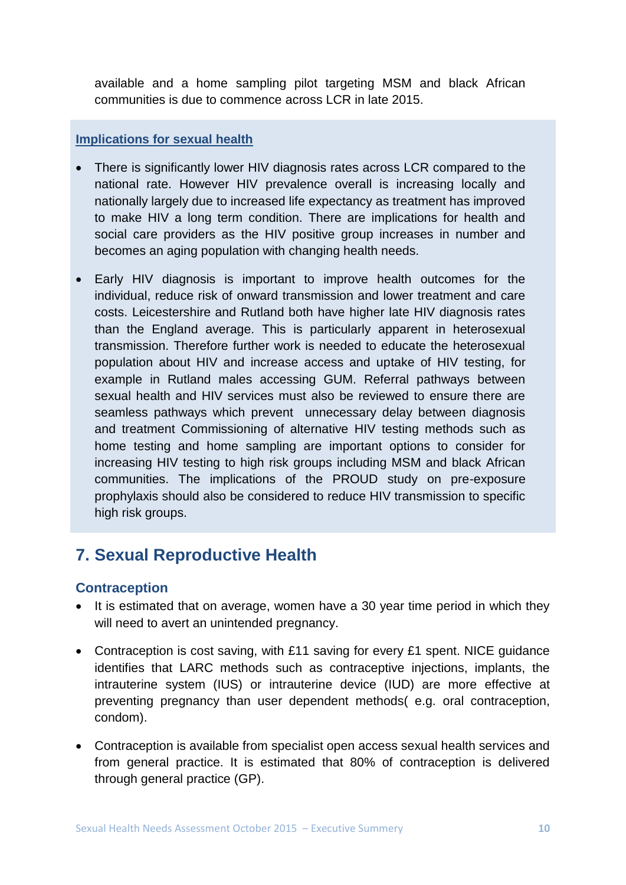available and a home sampling pilot targeting MSM and black African communities is due to commence across LCR in late 2015.

**Implications for sexual health**

- There is significantly lower HIV diagnosis rates across LCR compared to the national rate. However HIV prevalence overall is increasing locally and nationally largely due to increased life expectancy as treatment has improved to make HIV a long term condition. There are implications for health and social care providers as the HIV positive group increases in number and becomes an aging population with changing health needs.
- Early HIV diagnosis is important to improve health outcomes for the individual, reduce risk of onward transmission and lower treatment and care costs. Leicestershire and Rutland both have higher late HIV diagnosis rates than the England average. This is particularly apparent in heterosexual transmission. Therefore further work is needed to educate the heterosexual population about HIV and increase access and uptake of HIV testing, for example in Rutland males accessing GUM. Referral pathways between sexual health and HIV services must also be reviewed to ensure there are seamless pathways which prevent unnecessary delay between diagnosis and treatment Commissioning of alternative HIV testing methods such as home testing and home sampling are important options to consider for increasing HIV testing to high risk groups including MSM and black African communities. The implications of the PROUD study on pre-exposure prophylaxis should also be considered to reduce HIV transmission to specific high risk groups.

## 7. Sexual Reproductive Health

### Contraception

- It is estimated that on average, women have a 30 year time period in which they will need to avert an unintended pregnancy.
- Contraception is cost saving, with £11 saving for every £1 spent. NICE guidance identifies that LARC methods such as contraceptive injections, implants, the intrauterine system (IUS) or intrauterine device (IUD) are more effective at preventing pregnancy than user dependent methods( e.g. oral contraception, condom).
- Contraception is available from specialist open access sexual health services and from general practice. It is estimated that 80% of contraception is delivered through general practice (GP).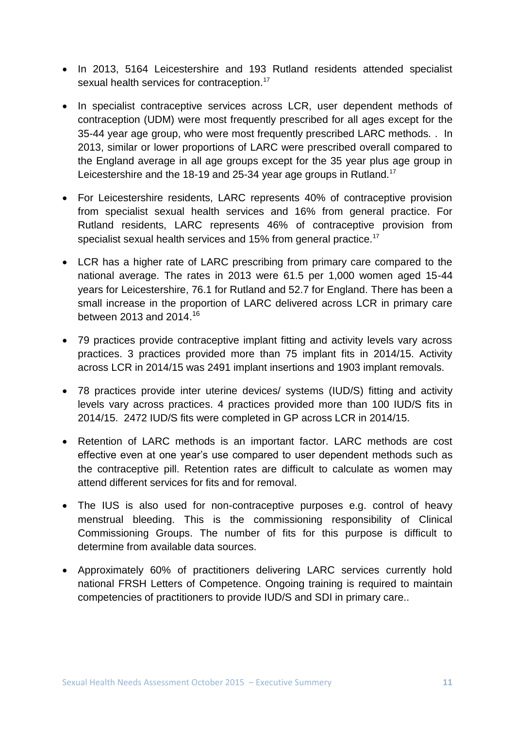- In 2013, 5164 Leicestershire and 193 Rutland residents attended specialist sexual health services for contraception.[17]
- In specialist contraceptive services across LCR, user dependent methods of contraception (UDM) were most frequently prescribed for all ages except for the 35-44 year age group, who were most frequently prescribed LARC methods. . In 2013, similar or lower proportions of LARC were prescribed overall compared to the England average in all age groups except for the 35 year plus age group in Leicestershire and the 18-19 and 25-34 year age groups in Rutland.[17]
- For Leicestershire residents, LARC represents 40% of contraceptive provision from specialist sexual health services and 16% from general practice. For Rutland residents, LARC represents 46% of contraceptive provision from specialist sexual health services and 15% from general practice.[17]
- LCR has a higher rate of LARC prescribing from primary care compared to the national average. The rates in 2013 were 61.5 per 1,000 women aged 15-44 years for Leicestershire, 76.1 for Rutland and 52.7 for England. There has been a small increase in the proportion of LARC delivered across LCR in primary care between 2013 and 2014.[16]
- 79 practices provide contraceptive implant fitting and activity levels vary across practices. 3 practices provided more than 75 implant fits in 2014/15. Activity across LCR in 2014/15 was 2491 implant insertions and 1903 implant removals.
- 78 practices provide inter uterine devices/ systems (IUD/S) fitting and activity levels vary across practices. 4 practices provided more than 100 IUD/S fits in 2014/15. 2472 IUD/S fits were completed in GP across LCR in 2014/15.
- Retention of LARC methods is an important factor. LARC methods are cost effective even at one year's use compared to user dependent methods such as the contraceptive pill. Retention rates are difficult to calculate as women may attend different services for fits and for removal.
- The IUS is also used for non-contraceptive purposes e.g. control of heavy menstrual bleeding. This is the commissioning responsibility of Clinical Commissioning Groups. The number of fits for this purpose is difficult to determine from available data sources.
- Approximately 60% of practitioners delivering LARC services currently hold national FRSH Letters of Competence. Ongoing training is required to maintain competencies of practitioners to provide IUD/S and SDI in primary care..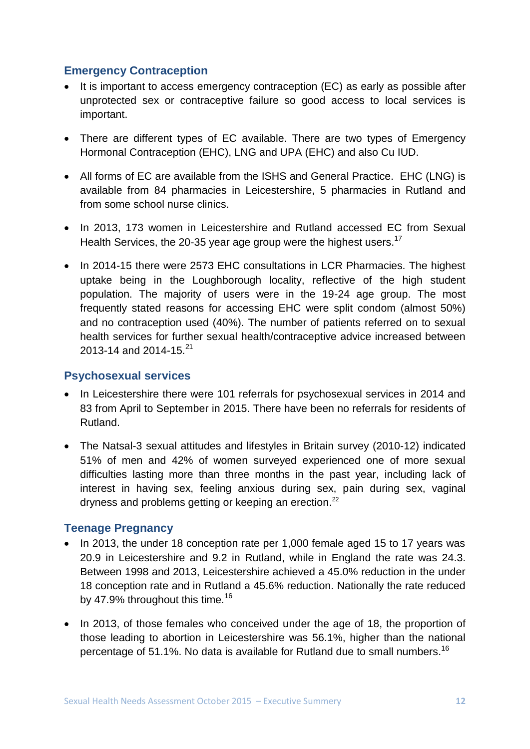## Emergency Contraception

- It is important to access emergency contraception (EC) as early as possible after unprotected sex or contraceptive failure so good access to local services is important.
- There are different types of EC available. There are two types of Emergency Hormonal Contraception (EHC), LNG and UPA (EHC) and also Cu IUD.
- All forms of EC are available from the ISHS and General Practice. EHC (LNG) is available from 84 pharmacies in Leicestershire, 5 pharmacies in Rutland and from some school nurse clinics.
- In 2013, 173 women in Leicestershire and Rutland accessed EC from Sexual Health Services, the 20-35 year age group were the highest users.[17]
- In 2014-15 there were 2573 EHC consultations in LCR Pharmacies. The highest uptake being in the Loughborough locality, reflective of the high student population. The majority of users were in the 19-24 age group. The most frequently stated reasons for accessing EHC were split condom (almost 50%) and no contraception used (40%). The number of patients referred on to sexual health services for further sexual health/contraceptive advice increased between 2013-14 and 2014-15.[21]

## Psychosexual services

- In Leicestershire there were 101 referrals for psychosexual services in 2014 and 83 from April to September in 2015. There have been no referrals for residents of Rutland.
- The Natsal-3 sexual attitudes and lifestyles in Britain survey (2010-12) indicated 51% of men and 42% of women surveyed experienced one of more sexual difficulties lasting more than three months in the past year, including lack of interest in having sex, feeling anxious during sex, pain during sex, vaginal dryness and problems getting or keeping an erection.[22]

## Teenage Pregnancy

- In 2013, the under 18 conception rate per 1,000 female aged 15 to 17 years was 20.9 in Leicestershire and 9.2 in Rutland, while in England the rate was 24.3. Between 1998 and 2013, Leicestershire achieved a 45.0% reduction in the under 18 conception rate and in Rutland a 45.6% reduction. Nationally the rate reduced by 47.9% throughout this time.[16]
- In 2013, of those females who conceived under the age of 18, the proportion of those leading to abortion in Leicestershire was 56.1%, higher than the national percentage of 51.1%. No data is available for Rutland due to small numbers.[16]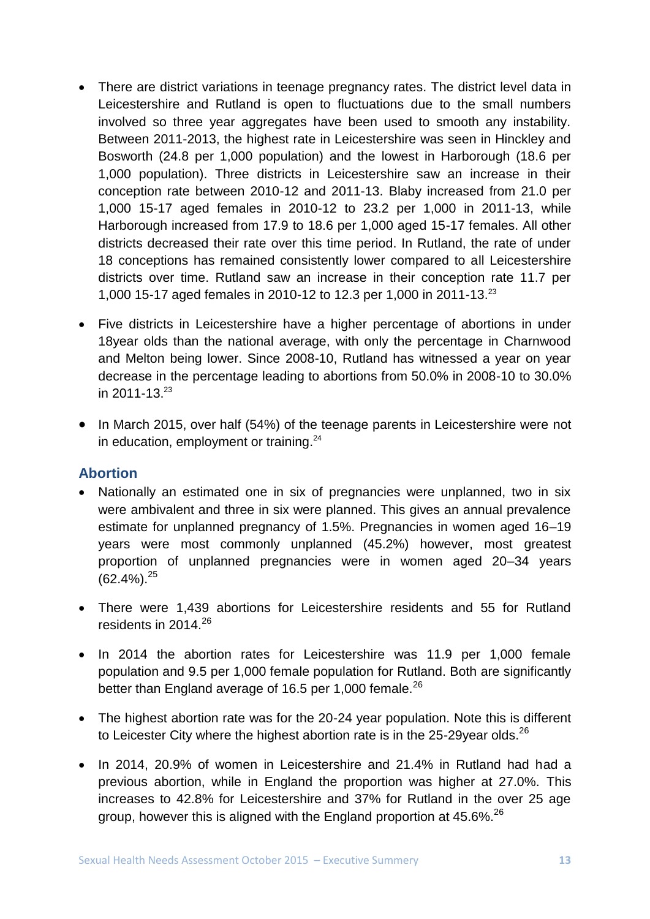- There are district variations in teenage pregnancy rates. The district level data in Leicestershire and Rutland is open to fluctuations due to the small numbers involved so three year aggregates have been used to smooth any instability. Between 2011-2013, the highest rate in Leicestershire was seen in Hinckley and Bosworth (24.8 per 1,000 population) and the lowest in Harborough (18.6 per 1,000 population). Three districts in Leicestershire saw an increase in their conception rate between 2010-12 and 2011-13. Blaby increased from 21.0 per 1,000 15-17 aged females in 2010-12 to 23.2 per 1,000 in 2011-13, while Harborough increased from 17.9 to 18.6 per 1,000 aged 15-17 females. All other districts decreased their rate over this time period. In Rutland, the rate of under 18 conceptions has remained consistently lower compared to all Leicestershire districts over time. Rutland saw an increase in their conception rate 11.7 per 1,000 15-17 aged females in 2010-12 to 12.3 per 1,000 in 2011-13.[23]

- Five districts in Leicestershire have a higher percentage of abortions in under 18year olds than the national average, with only the percentage in Charnwood and Melton being lower. Since 2008-10, Rutland has witnessed a year on year decrease in the percentage leading to abortions from 50.0% in 2008-10 to 30.0% in 2011-13.[23]

- In March 2015, over half (54%) of the teenage parents in Leicestershire were not in education, employment or training.[24]

## Abortion

- Nationally an estimated one in six of pregnancies were unplanned, two in six were ambivalent and three in six were planned. This gives an annual prevalence estimate for unplanned pregnancy of 1.5%. Pregnancies in women aged 16–19 years were most commonly unplanned (45.2%) however, most greatest proportion of unplanned pregnancies were in women aged 20–34 years (62.4%).[25]

- There were 1,439 abortions for Leicestershire residents and 55 for Rutland residents in 2014.[26]

- In 2014 the abortion rates for Leicestershire was 11.9 per 1,000 female population and 9.5 per 1,000 female population for Rutland. Both are significantly better than England average of 16.5 per 1,000 female.[26]

- The highest abortion rate was for the 20-24 year population. Note this is different to Leicester City where the highest abortion rate is in the 25-29year olds.[26]

- In 2014, 20.9% of women in Leicestershire and 21.4% in Rutland had had a previous abortion, while in England the proportion was higher at 27.0%. This increases to 42.8% for Leicestershire and 37% for Rutland in the over 25 age group, however this is aligned with the England proportion at 45.6%.[26]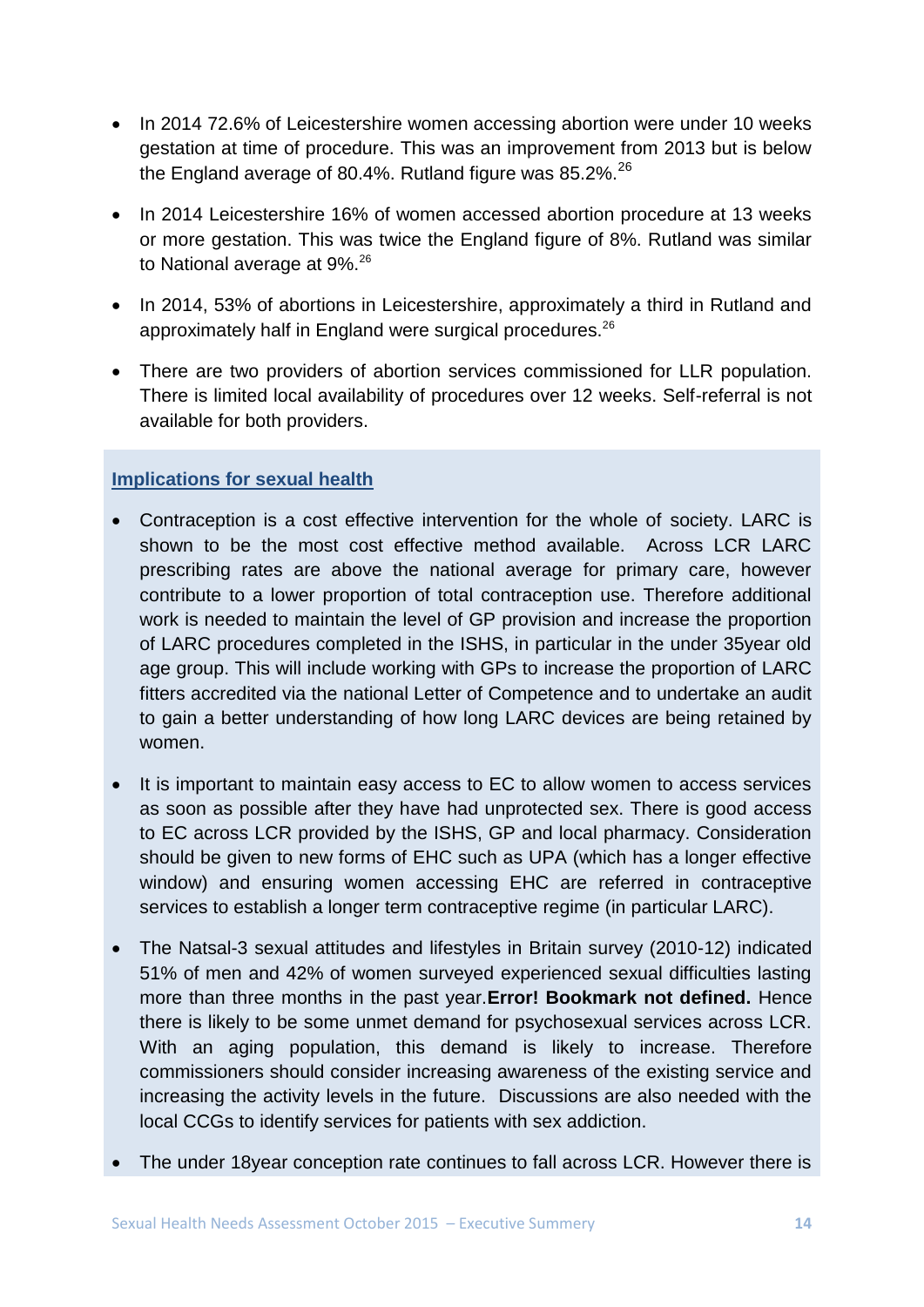- In 2014 72.6% of Leicestershire women accessing abortion were under 10 weeks gestation at time of procedure. This was an improvement from 2013 but is below the England average of 80.4%. Rutland figure was 85.2%.[26]
- In 2014 Leicestershire 16% of women accessed abortion procedure at 13 weeks or more gestation. This was twice the England figure of 8%. Rutland was similar to National average at 9%.[26]
- In 2014, 53% of abortions in Leicestershire, approximately a third in Rutland and approximately half in England were surgical procedures.[26]
- There are two providers of abortion services commissioned for LLR population. There is limited local availability of procedures over 12 weeks. Self-referral is not available for both providers.

**Implications for sexual health**

- Contraception is a cost effective intervention for the whole of society. LARC is shown to be the most cost effective method available. Across LCR LARC prescribing rates are above the national average for primary care, however contribute to a lower proportion of total contraception use. Therefore additional work is needed to maintain the level of GP provision and increase the proportion of LARC procedures completed in the ISHS, in particular in the under 35year old age group. This will include working with GPs to increase the proportion of LARC fitters accredited via the national Letter of Competence and to undertake an audit to gain a better understanding of how long LARC devices are being retained by women.
- It is important to maintain easy access to EC to allow women to access services as soon as possible after they have had unprotected sex. There is good access to EC across LCR provided by the ISHS, GP and local pharmacy. Consideration should be given to new forms of EHC such as UPA (which has a longer effective window) and ensuring women accessing EHC are referred in contraceptive services to establish a longer term contraceptive regime (in particular LARC).
- The Natsal-3 sexual attitudes and lifestyles in Britain survey (2010-12) indicated 51% of men and 42% of women surveyed experienced sexual difficulties lasting more than three months in the past year.**Error! Bookmark not defined.** Hence there is likely to be some unmet demand for psychosexual services across LCR. With an aging population, this demand is likely to increase. Therefore commissioners should consider increasing awareness of the existing service and increasing the activity levels in the future. Discussions are also needed with the local CCGs to identify services for patients with sex addiction.
- The under 18year conception rate continues to fall across LCR. However there is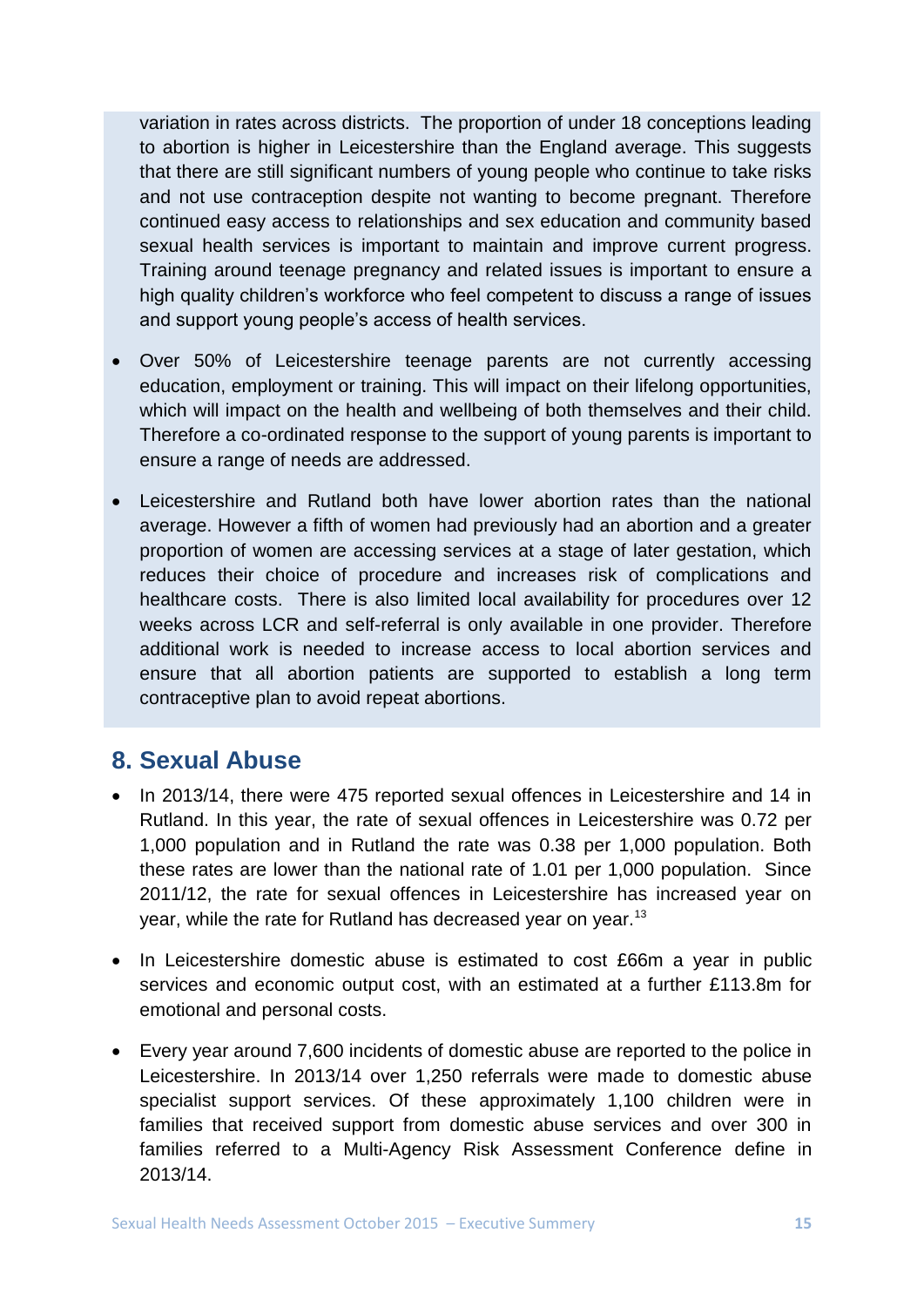variation in rates across districts. The proportion of under 18 conceptions leading to abortion is higher in Leicestershire than the England average. This suggests that there are still significant numbers of young people who continue to take risks and not use contraception despite not wanting to become pregnant. Therefore continued easy access to relationships and sex education and community based sexual health services is important to maintain and improve current progress. Training around teenage pregnancy and related issues is important to ensure a high quality children's workforce who feel competent to discuss a range of issues and support young people's access of health services.

- Over 50% of Leicestershire teenage parents are not currently accessing education, employment or training. This will impact on their lifelong opportunities, which will impact on the health and wellbeing of both themselves and their child. Therefore a co-ordinated response to the support of young parents is important to ensure a range of needs are addressed.
- Leicestershire and Rutland both have lower abortion rates than the national average. However a fifth of women had previously had an abortion and a greater proportion of women are accessing services at a stage of later gestation, which reduces their choice of procedure and increases risk of complications and healthcare costs. There is also limited local availability for procedures over 12 weeks across LCR and self-referral is only available in one provider. Therefore additional work is needed to increase access to local abortion services and ensure that all abortion patients are supported to establish a long term contraceptive plan to avoid repeat abortions.

## 8. Sexual Abuse

- In 2013/14, there were 475 reported sexual offences in Leicestershire and 14 in Rutland. In this year, the rate of sexual offences in Leicestershire was 0.72 per 1,000 population and in Rutland the rate was 0.38 per 1,000 population. Both these rates are lower than the national rate of 1.01 per 1,000 population. Since 2011/12, the rate for sexual offences in Leicestershire has increased year on year, while the rate for Rutland has decreased year on year.[13]
- In Leicestershire domestic abuse is estimated to cost £66m a year in public services and economic output cost, with an estimated at a further £113.8m for emotional and personal costs.
- Every year around 7,600 incidents of domestic abuse are reported to the police in Leicestershire. In 2013/14 over 1,250 referrals were made to domestic abuse specialist support services. Of these approximately 1,100 children were in families that received support from domestic abuse services and over 300 in families referred to a Multi-Agency Risk Assessment Conference define in 2013/14.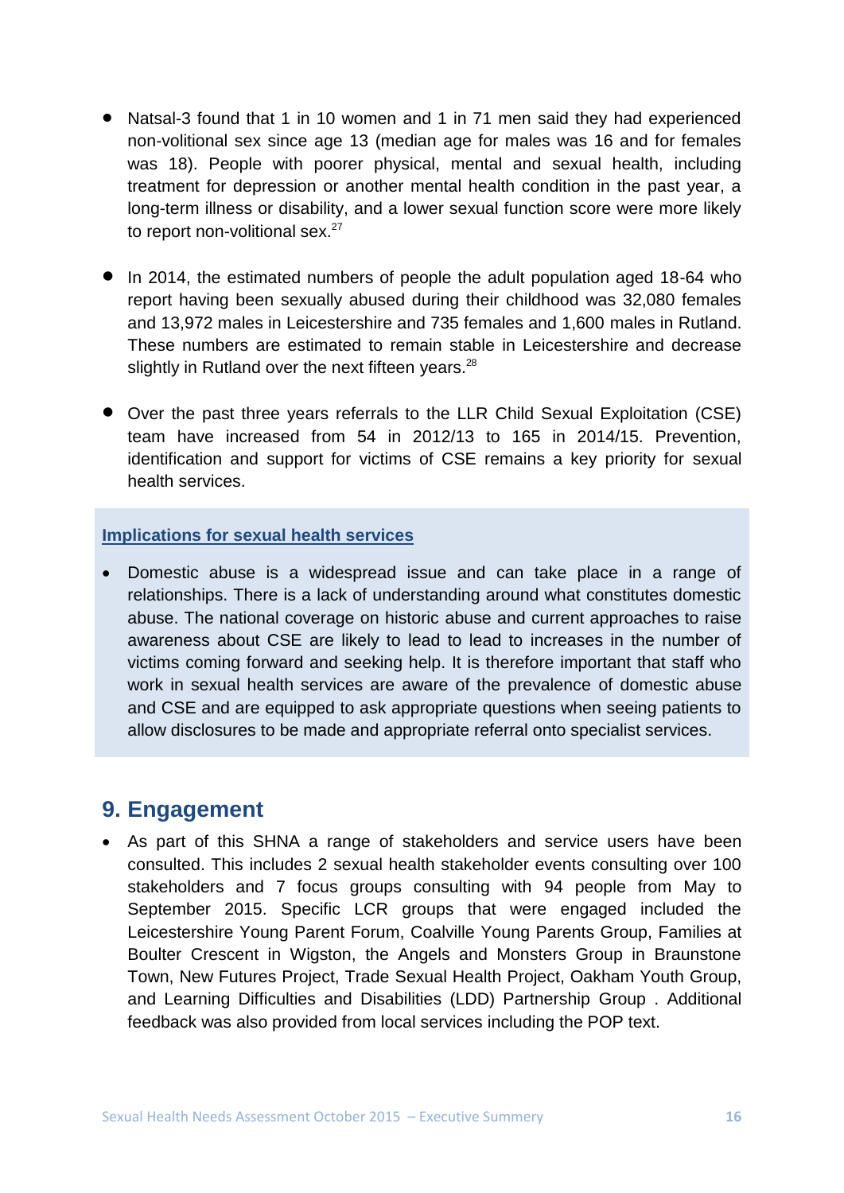- Natsal-3 found that 1 in 10 women and 1 in 71 men said they had experienced non-volitional sex since age 13 (median age for males was 16 and for females was 18). People with poorer physical, mental and sexual health, including treatment for depression or another mental health condition in the past year, a long-term illness or disability, and a lower sexual function score were more likely to report non-volitional sex.[27]

- In 2014, the estimated numbers of people the adult population aged 18-64 who report having been sexually abused during their childhood was 32,080 females and 13,972 males in Leicestershire and 735 females and 1,600 males in Rutland. These numbers are estimated to remain stable in Leicestershire and decrease slightly in Rutland over the next fifteen years.[28]

- Over the past three years referrals to the LLR Child Sexual Exploitation (CSE) team have increased from 54 in 2012/13 to 165 in 2014/15. Prevention, identification and support for victims of CSE remains a key priority for sexual health services.

**Implications for sexual health services**

- Domestic abuse is a widespread issue and can take place in a range of relationships. There is a lack of understanding around what constitutes domestic abuse. The national coverage on historic abuse and current approaches to raise awareness about CSE are likely to lead to lead to increases in the number of victims coming forward and seeking help. It is therefore important that staff who work in sexual health services are aware of the prevalence of domestic abuse and CSE and are equipped to ask appropriate questions when seeing patients to allow disclosures to be made and appropriate referral onto specialist services.

## 9. Engagement

- As part of this SHNA a range of stakeholders and service users have been consulted. This includes 2 sexual health stakeholder events consulting over 100 stakeholders and 7 focus groups consulting with 94 people from May to September 2015. Specific LCR groups that were engaged included the Leicestershire Young Parent Forum, Coalville Young Parents Group, Families at Boulter Crescent in Wigston, the Angels and Monsters Group in Braunstone Town, New Futures Project, Trade Sexual Health Project, Oakham Youth Group, and Learning Difficulties and Disabilities (LDD) Partnership Group . Additional feedback was also provided from local services including the POP text.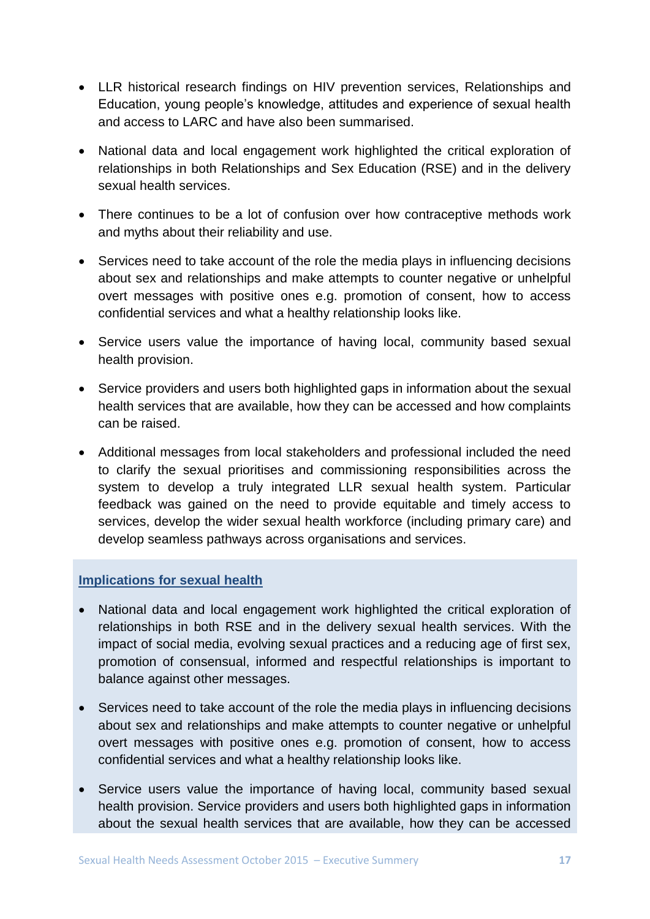- LLR historical research findings on HIV prevention services, Relationships and Education, young people's knowledge, attitudes and experience of sexual health and access to LARC and have also been summarised.
- National data and local engagement work highlighted the critical exploration of relationships in both Relationships and Sex Education (RSE) and in the delivery sexual health services.
- There continues to be a lot of confusion over how contraceptive methods work and myths about their reliability and use.
- Services need to take account of the role the media plays in influencing decisions about sex and relationships and make attempts to counter negative or unhelpful overt messages with positive ones e.g. promotion of consent, how to access confidential services and what a healthy relationship looks like.
- Service users value the importance of having local, community based sexual health provision.
- Service providers and users both highlighted gaps in information about the sexual health services that are available, how they can be accessed and how complaints can be raised.
- Additional messages from local stakeholders and professional included the need to clarify the sexual prioritises and commissioning responsibilities across the system to develop a truly integrated LLR sexual health system. Particular feedback was gained on the need to provide equitable and timely access to services, develop the wider sexual health workforce (including primary care) and develop seamless pathways across organisations and services.

**Implications for sexual health**

- National data and local engagement work highlighted the critical exploration of relationships in both RSE and in the delivery sexual health services. With the impact of social media, evolving sexual practices and a reducing age of first sex, promotion of consensual, informed and respectful relationships is important to balance against other messages.
- Services need to take account of the role the media plays in influencing decisions about sex and relationships and make attempts to counter negative or unhelpful overt messages with positive ones e.g. promotion of consent, how to access confidential services and what a healthy relationship looks like.
- Service users value the importance of having local, community based sexual health provision. Service providers and users both highlighted gaps in information about the sexual health services that are available, how they can be accessed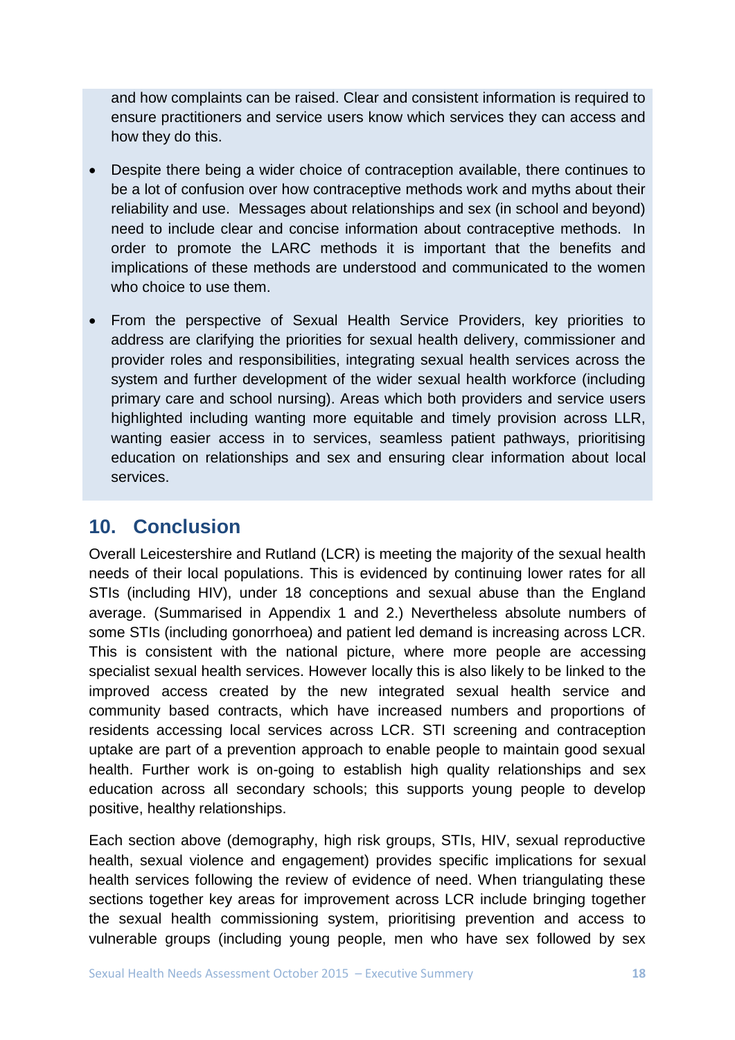and how complaints can be raised. Clear and consistent information is required to ensure practitioners and service users know which services they can access and how they do this.

- Despite there being a wider choice of contraception available, there continues to be a lot of confusion over how contraceptive methods work and myths about their reliability and use. Messages about relationships and sex (in school and beyond) need to include clear and concise information about contraceptive methods. In order to promote the LARC methods it is important that the benefits and implications of these methods are understood and communicated to the women who choice to use them.

- From the perspective of Sexual Health Service Providers, key priorities to address are clarifying the priorities for sexual health delivery, commissioner and provider roles and responsibilities, integrating sexual health services across the system and further development of the wider sexual health workforce (including primary care and school nursing). Areas which both providers and service users highlighted including wanting more equitable and timely provision across LLR, wanting easier access in to services, seamless patient pathways, prioritising education on relationships and sex and ensuring clear information about local services.

## 10. Conclusion

Overall Leicestershire and Rutland (LCR) is meeting the majority of the sexual health needs of their local populations. This is evidenced by continuing lower rates for all STIs (including HIV), under 18 conceptions and sexual abuse than the England average. (Summarised in Appendix 1 and 2.) Nevertheless absolute numbers of some STIs (including gonorrhoea) and patient led demand is increasing across LCR. This is consistent with the national picture, where more people are accessing specialist sexual health services. However locally this is also likely to be linked to the improved access created by the new integrated sexual health service and community based contracts, which have increased numbers and proportions of residents accessing local services across LCR. STI screening and contraception uptake are part of a prevention approach to enable people to maintain good sexual health. Further work is on-going to establish high quality relationships and sex education across all secondary schools; this supports young people to develop positive, healthy relationships.

Each section above (demography, high risk groups, STIs, HIV, sexual reproductive health, sexual violence and engagement) provides specific implications for sexual health services following the review of evidence of need. When triangulating these sections together key areas for improvement across LCR include bringing together the sexual health commissioning system, prioritising prevention and access to vulnerable groups (including young people, men who have sex followed by sex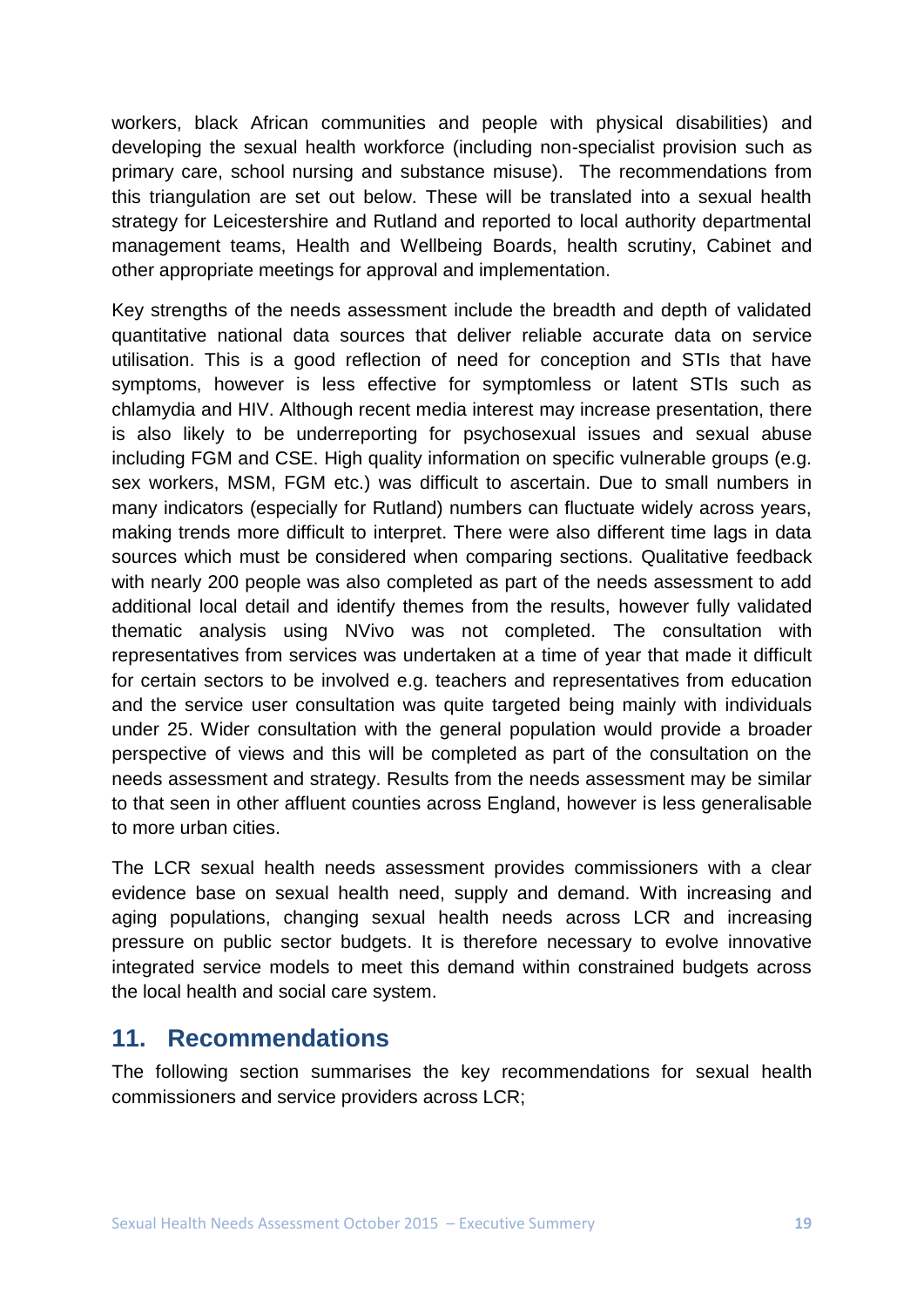workers, black African communities and people with physical disabilities) and developing the sexual health workforce (including non-specialist provision such as primary care, school nursing and substance misuse). The recommendations from this triangulation are set out below. These will be translated into a sexual health strategy for Leicestershire and Rutland and reported to local authority departmental management teams, Health and Wellbeing Boards, health scrutiny, Cabinet and other appropriate meetings for approval and implementation.

Key strengths of the needs assessment include the breadth and depth of validated quantitative national data sources that deliver reliable accurate data on service utilisation. This is a good reflection of need for conception and STIs that have symptoms, however is less effective for symptomless or latent STIs such as chlamydia and HIV. Although recent media interest may increase presentation, there is also likely to be underreporting for psychosexual issues and sexual abuse including FGM and CSE. High quality information on specific vulnerable groups (e.g. sex workers, MSM, FGM etc.) was difficult to ascertain. Due to small numbers in many indicators (especially for Rutland) numbers can fluctuate widely across years, making trends more difficult to interpret. There were also different time lags in data sources which must be considered when comparing sections. Qualitative feedback with nearly 200 people was also completed as part of the needs assessment to add additional local detail and identify themes from the results, however fully validated thematic analysis using NVivo was not completed. The consultation with representatives from services was undertaken at a time of year that made it difficult for certain sectors to be involved e.g. teachers and representatives from education and the service user consultation was quite targeted being mainly with individuals under 25. Wider consultation with the general population would provide a broader perspective of views and this will be completed as part of the consultation on the needs assessment and strategy. Results from the needs assessment may be similar to that seen in other affluent counties across England, however is less generalisable to more urban cities.

The LCR sexual health needs assessment provides commissioners with a clear evidence base on sexual health need, supply and demand. With increasing and aging populations, changing sexual health needs across LCR and increasing pressure on public sector budgets. It is therefore necessary to evolve innovative integrated service models to meet this demand within constrained budgets across the local health and social care system.

## 11. Recommendations

The following section summarises the key recommendations for sexual health commissioners and service providers across LCR;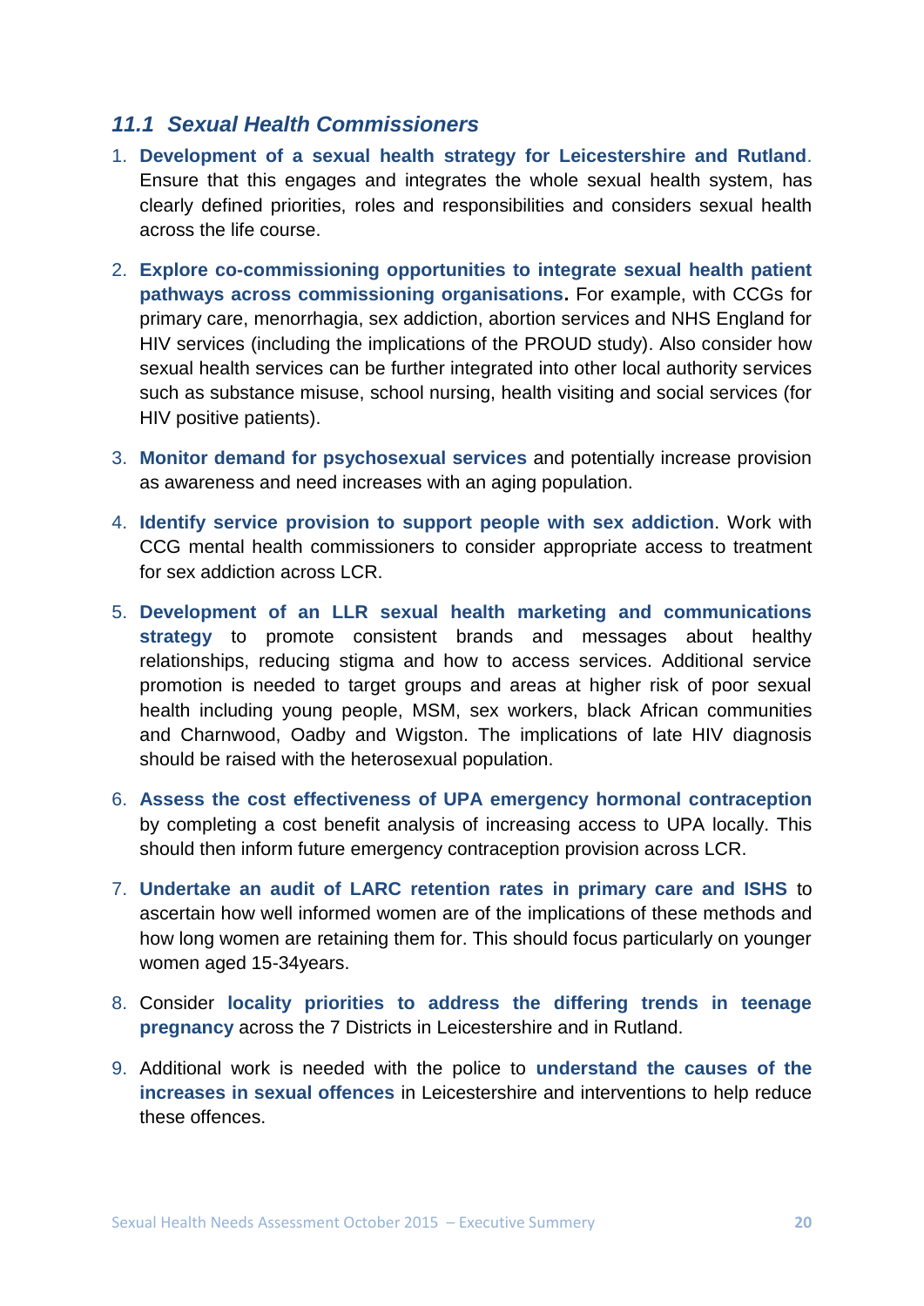### *11.1 Sexual Health Commissioners*

1. **Development of a sexual health strategy for Leicestershire and Rutland**. Ensure that this engages and integrates the whole sexual health system, has clearly defined priorities, roles and responsibilities and considers sexual health across the life course.

2. **Explore co-commissioning opportunities to integrate sexual health patient pathways across commissioning organisations.** For example, with CCGs for primary care, menorrhagia, sex addiction, abortion services and NHS England for HIV services (including the implications of the PROUD study). Also consider how sexual health services can be further integrated into other local authority services such as substance misuse, school nursing, health visiting and social services (for HIV positive patients).

3. **Monitor demand for psychosexual services** and potentially increase provision as awareness and need increases with an aging population.

4. **Identify service provision to support people with sex addiction**. Work with CCG mental health commissioners to consider appropriate access to treatment for sex addiction across LCR.

5. **Development of an LLR sexual health marketing and communications strategy** to promote consistent brands and messages about healthy relationships, reducing stigma and how to access services. Additional service promotion is needed to target groups and areas at higher risk of poor sexual health including young people, MSM, sex workers, black African communities and Charnwood, Oadby and Wigston. The implications of late HIV diagnosis should be raised with the heterosexual population.

6. **Assess the cost effectiveness of UPA emergency hormonal contraception** by completing a cost benefit analysis of increasing access to UPA locally. This should then inform future emergency contraception provision across LCR.

7. **Undertake an audit of LARC retention rates in primary care and ISHS** to ascertain how well informed women are of the implications of these methods and how long women are retaining them for. This should focus particularly on younger women aged 15-34years.

8. Consider **locality priorities to address the differing trends in teenage pregnancy** across the 7 Districts in Leicestershire and in Rutland.

9. Additional work is needed with the police to **understand the causes of the increases in sexual offences** in Leicestershire and interventions to help reduce these offences.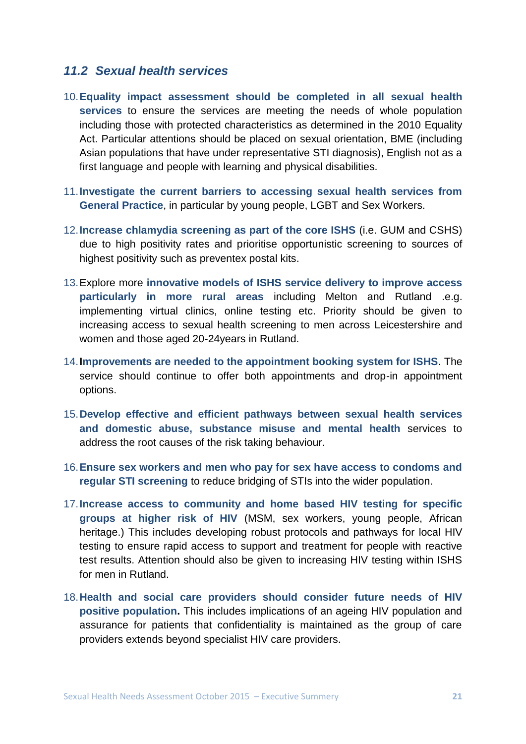## *11.2 Sexual health services*

10. **Equality impact assessment should be completed in all sexual health services** to ensure the services are meeting the needs of whole population including those with protected characteristics as determined in the 2010 Equality Act. Particular attentions should be placed on sexual orientation, BME (including Asian populations that have under representative STI diagnosis), English not as a first language and people with learning and physical disabilities.

11. **Investigate the current barriers to accessing sexual health services from General Practice**, in particular by young people, LGBT and Sex Workers.

12. **Increase chlamydia screening as part of the core ISHS** (i.e. GUM and CSHS) due to high positivity rates and prioritise opportunistic screening to sources of highest positivity such as preventex postal kits.

13. Explore more **innovative models of ISHS service delivery to improve access particularly in more rural areas** including Melton and Rutland .e.g. implementing virtual clinics, online testing etc. Priority should be given to increasing access to sexual health screening to men across Leicestershire and women and those aged 20-24years in Rutland.

14. **Improvements are needed to the appointment booking system for ISHS**. The service should continue to offer both appointments and drop-in appointment options.

15. **Develop effective and efficient pathways between sexual health services and domestic abuse, substance misuse and mental health** services to address the root causes of the risk taking behaviour.

16. **Ensure sex workers and men who pay for sex have access to condoms and regular STI screening** to reduce bridging of STIs into the wider population.

17. **Increase access to community and home based HIV testing for specific groups at higher risk of HIV** (MSM, sex workers, young people, African heritage.) This includes developing robust protocols and pathways for local HIV testing to ensure rapid access to support and treatment for people with reactive test results. Attention should also be given to increasing HIV testing within ISHS for men in Rutland.

18. **Health and social care providers should consider future needs of HIV positive population.** This includes implications of an ageing HIV population and assurance for patients that confidentiality is maintained as the group of care providers extends beyond specialist HIV care providers.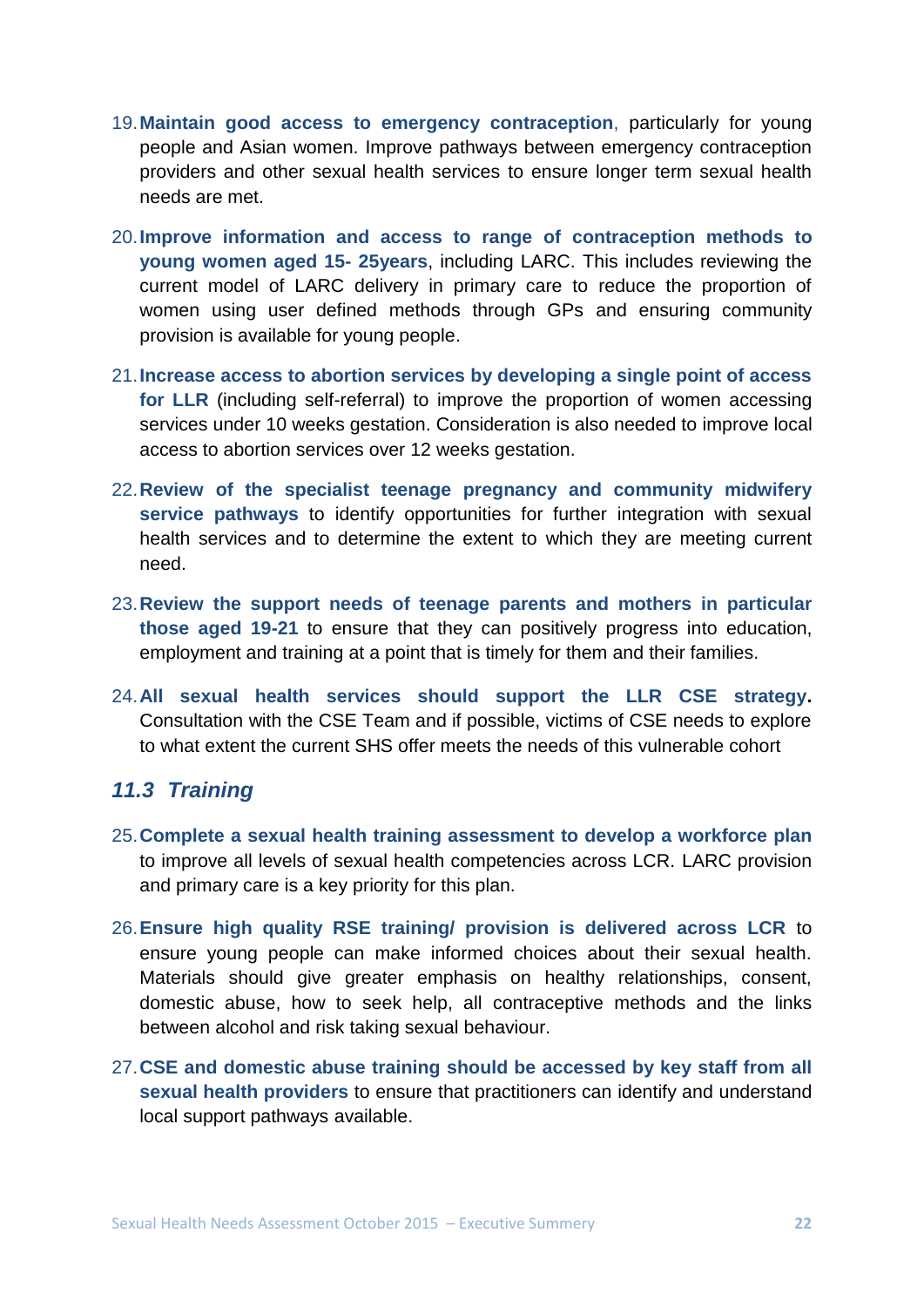19. **Maintain good access to emergency contraception**, particularly for young people and Asian women. Improve pathways between emergency contraception providers and other sexual health services to ensure longer term sexual health needs are met.

20. **Improve information and access to range of contraception methods to young women aged 15- 25years**, including LARC. This includes reviewing the current model of LARC delivery in primary care to reduce the proportion of women using user defined methods through GPs and ensuring community provision is available for young people.

21. **Increase access to abortion services by developing a single point of access for LLR** (including self-referral) to improve the proportion of women accessing services under 10 weeks gestation. Consideration is also needed to improve local access to abortion services over 12 weeks gestation.

22. **Review of the specialist teenage pregnancy and community midwifery service pathways** to identify opportunities for further integration with sexual health services and to determine the extent to which they are meeting current need.

23. **Review the support needs of teenage parents and mothers in particular those aged 19-21** to ensure that they can positively progress into education, employment and training at a point that is timely for them and their families.

24. **All sexual health services should support the LLR CSE strategy.** Consultation with the CSE Team and if possible, victims of CSE needs to explore to what extent the current SHS offer meets the needs of this vulnerable cohort

### *11.3 Training*

25. **Complete a sexual health training assessment to develop a workforce plan** to improve all levels of sexual health competencies across LCR. LARC provision and primary care is a key priority for this plan.

26. **Ensure high quality RSE training/ provision is delivered across LCR** to ensure young people can make informed choices about their sexual health. Materials should give greater emphasis on healthy relationships, consent, domestic abuse, how to seek help, all contraceptive methods and the links between alcohol and risk taking sexual behaviour.

27. **CSE and domestic abuse training should be accessed by key staff from all sexual health providers** to ensure that practitioners can identify and understand local support pathways available.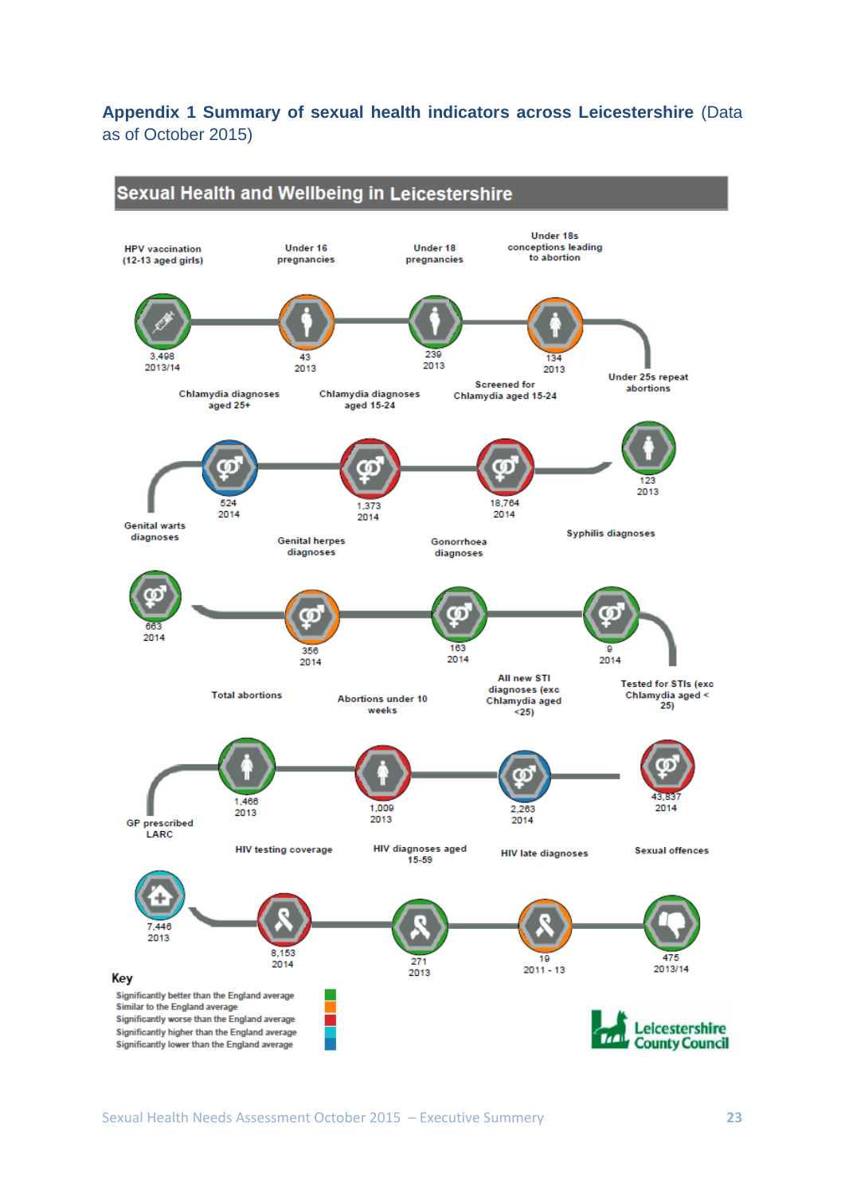**Appendix 1 Summary of sexual health indicators across Leicestershire** (Data as of October 2015)

## Sexual Health and Wellbeing in Leicestershire

| Indicator | Value | Year |
|---|---|---|
| HPV vaccination (12-13 aged girls) | 3,498 | 2013/14 |
| Under 16 pregnancies | 43 | 2013 |
| Under 18 pregnancies | 239 | 2013 |
| Under 18s conceptions leading to abortion | 134 | 2013 |
| Under 25s repeat abortions | 123 | 2013 |
| Screened for Chlamydia aged 15-24 | 18,764 | 2014 |
| Chlamydia diagnoses aged 15-24 | 1,373 | 2014 |
| Chlamydia diagnoses aged 25+ | 524 | 2014 |
| Genital warts diagnoses | 663 | 2014 |
| Genital herpes diagnoses | 356 | 2014 |
| Gonorrhoea diagnoses | 163 | 2014 |
| Syphilis diagnoses | 9 | 2014 |
| Tested for STIs (exc Chlamydia aged < 25) | 43,837 | 2014 |
| All new STI diagnoses (exc Chlamydia aged <25) | 2,263 | 2014 |
| Abortions under 10 weeks | 1,009 | 2013 |
| Total abortions | 1,466 | 2013 |
| GP prescribed LARC | 7,446 | 2013 |
| HIV testing coverage | 8,153 | 2014 |
| HIV diagnoses aged 15-59 | 271 | 2013 |
| HIV late diagnoses | 19 | 2011 - 13 |
| Sexual offences | 475 | 2013/14 |

**Key**

- Significantly better than the England average
- Similar to the England average
- Significantly worse than the England average
- Significantly higher than the England average
- Significantly lower than the England average

Leicestershire County Council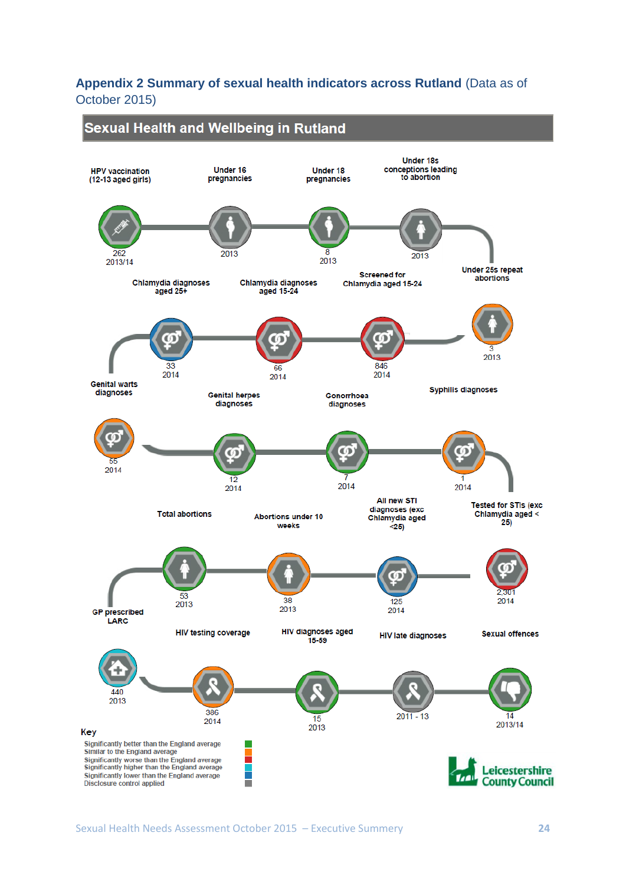## Appendix 2 Summary of sexual health indicators across Rutland (Data as of October 2015)

### Sexual Health and Wellbeing in Rutland

| Indicator | Value | Year |
|---|---|---|
| HPV vaccination (12-13 aged girls) | 262 | 2013/14 |
| Under 16 pregnancies | | 2013 |
| Under 18 pregnancies | 8 | 2013 |
| Under 18s conceptions leading to abortion | | 2013 |
| Under 25s repeat abortions | 3 | 2013 |
| Screened for Chlamydia aged 15-24 | 846 | 2014 |
| Chlamydia diagnoses aged 15-24 | 66 | 2014 |
| Chlamydia diagnoses aged 25+ | 33 | 2014 |
| Genital warts diagnoses | 55 | 2014 |
| Genital herpes diagnoses | 12 | 2014 |
| Gonorrhoea diagnoses | 7 | 2014 |
| Syphilis diagnoses | 1 | 2014 |
| Tested for STIs (exc Chlamydia aged < 25) | 2,301 | 2014 |
| All new STI diagnoses (exc Chlamydia aged <25) | 125 | 2014 |
| Abortions under 10 weeks | 38 | 2013 |
| Total abortions | 53 | 2013 |
| GP prescribed LARC | 440 | 2013 |
| HIV testing coverage | 386 | 2014 |
| HIV diagnoses aged 15-59 | 15 | 2013 |
| HIV late diagnoses | | 2011 - 13 |
| Sexual offences | 14 | 2013/14 |

**Key**

- Significantly better than the England average
- Similar to the England average
- Significantly worse than the England average
- Significantly higher than the England average
- Significantly lower than the England average
- Disclosure control applied

Leicestershire County Council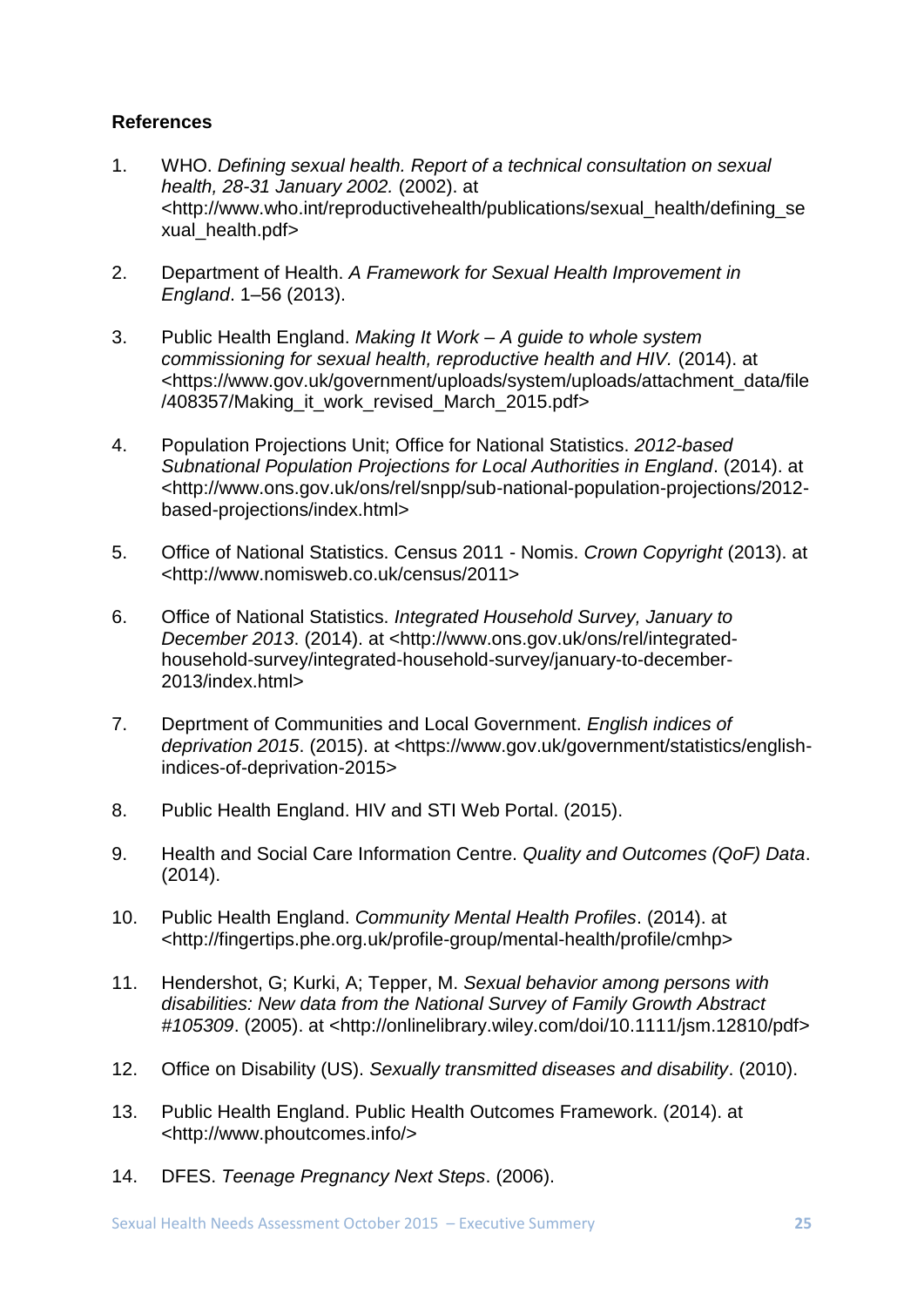**References**

1. WHO. *Defining sexual health. Report of a technical consultation on sexual health, 28-31 January 2002.* (2002). at <http://www.who.int/reproductivehealth/publications/sexual_health/defining_sexual_health.pdf>

2. Department of Health. *A Framework for Sexual Health Improvement in England*. 1–56 (2013).

3. Public Health England. *Making It Work – A guide to whole system commissioning for sexual health, reproductive health and HIV.* (2014). at <https://www.gov.uk/government/uploads/system/uploads/attachment_data/file/408357/Making_it_work_revised_March_2015.pdf>

4. Population Projections Unit; Office for National Statistics. *2012-based Subnational Population Projections for Local Authorities in England*. (2014). at <http://www.ons.gov.uk/ons/rel/snpp/sub-national-population-projections/2012-based-projections/index.html>

5. Office of National Statistics. Census 2011 - Nomis. *Crown Copyright* (2013). at <http://www.nomisweb.co.uk/census/2011>

6. Office of National Statistics. *Integrated Household Survey, January to December 2013*. (2014). at <http://www.ons.gov.uk/ons/rel/integrated-household-survey/integrated-household-survey/january-to-december-2013/index.html>

7. Deprtment of Communities and Local Government. *English indices of deprivation 2015*. (2015). at <https://www.gov.uk/government/statistics/english-indices-of-deprivation-2015>

8. Public Health England. HIV and STI Web Portal. (2015).

9. Health and Social Care Information Centre. *Quality and Outcomes (QoF) Data*. (2014).

10. Public Health England. *Community Mental Health Profiles*. (2014). at <http://fingertips.phe.org.uk/profile-group/mental-health/profile/cmhp>

11. Hendershot, G; Kurki, A; Tepper, M. *Sexual behavior among persons with disabilities: New data from the National Survey of Family Growth Abstract #105309*. (2005). at <http://onlinelibrary.wiley.com/doi/10.1111/jsm.12810/pdf>

12. Office on Disability (US). *Sexually transmitted diseases and disability*. (2010).

13. Public Health England. Public Health Outcomes Framework. (2014). at <http://www.phoutcomes.info/>

14. DFES. *Teenage Pregnancy Next Steps*. (2006).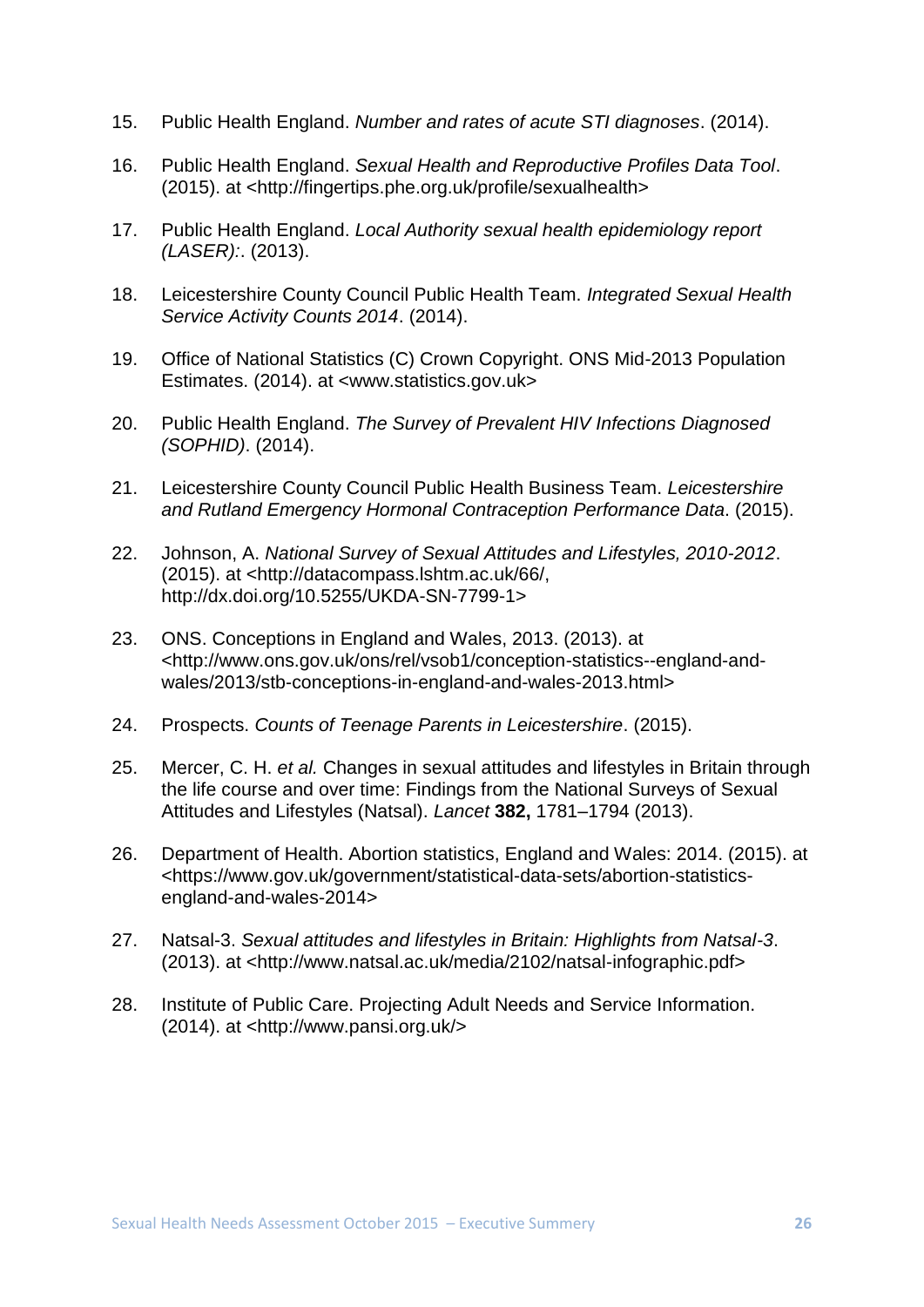15. Public Health England. *Number and rates of acute STI diagnoses*. (2014).

16. Public Health England. *Sexual Health and Reproductive Profiles Data Tool*. (2015). at <http://fingertips.phe.org.uk/profile/sexualhealth>

17. Public Health England. *Local Authority sexual health epidemiology report (LASER):*. (2013).

18. Leicestershire County Council Public Health Team. *Integrated Sexual Health Service Activity Counts 2014*. (2014).

19. Office of National Statistics (C) Crown Copyright. ONS Mid-2013 Population Estimates. (2014). at <www.statistics.gov.uk>

20. Public Health England. *The Survey of Prevalent HIV Infections Diagnosed (SOPHID)*. (2014).

21. Leicestershire County Council Public Health Business Team. *Leicestershire and Rutland Emergency Hormonal Contraception Performance Data*. (2015).

22. Johnson, A. *National Survey of Sexual Attitudes and Lifestyles, 2010-2012*. (2015). at <http://datacompass.lshtm.ac.uk/66/, http://dx.doi.org/10.5255/UKDA-SN-7799-1>

23. ONS. Conceptions in England and Wales, 2013. (2013). at <http://www.ons.gov.uk/ons/rel/vsob1/conception-statistics--england-and-wales/2013/stb-conceptions-in-england-and-wales-2013.html>

24. Prospects. *Counts of Teenage Parents in Leicestershire*. (2015).

25. Mercer, C. H. *et al.* Changes in sexual attitudes and lifestyles in Britain through the life course and over time: Findings from the National Surveys of Sexual Attitudes and Lifestyles (Natsal). *Lancet* **382,** 1781–1794 (2013).

26. Department of Health. Abortion statistics, England and Wales: 2014. (2015). at <https://www.gov.uk/government/statistical-data-sets/abortion-statistics-england-and-wales-2014>

27. Natsal-3. *Sexual attitudes and lifestyles in Britain: Highlights from Natsal-3*. (2013). at <http://www.natsal.ac.uk/media/2102/natsal-infographic.pdf>

28. Institute of Public Care. Projecting Adult Needs and Service Information. (2014). at <http://www.pansi.org.uk/>